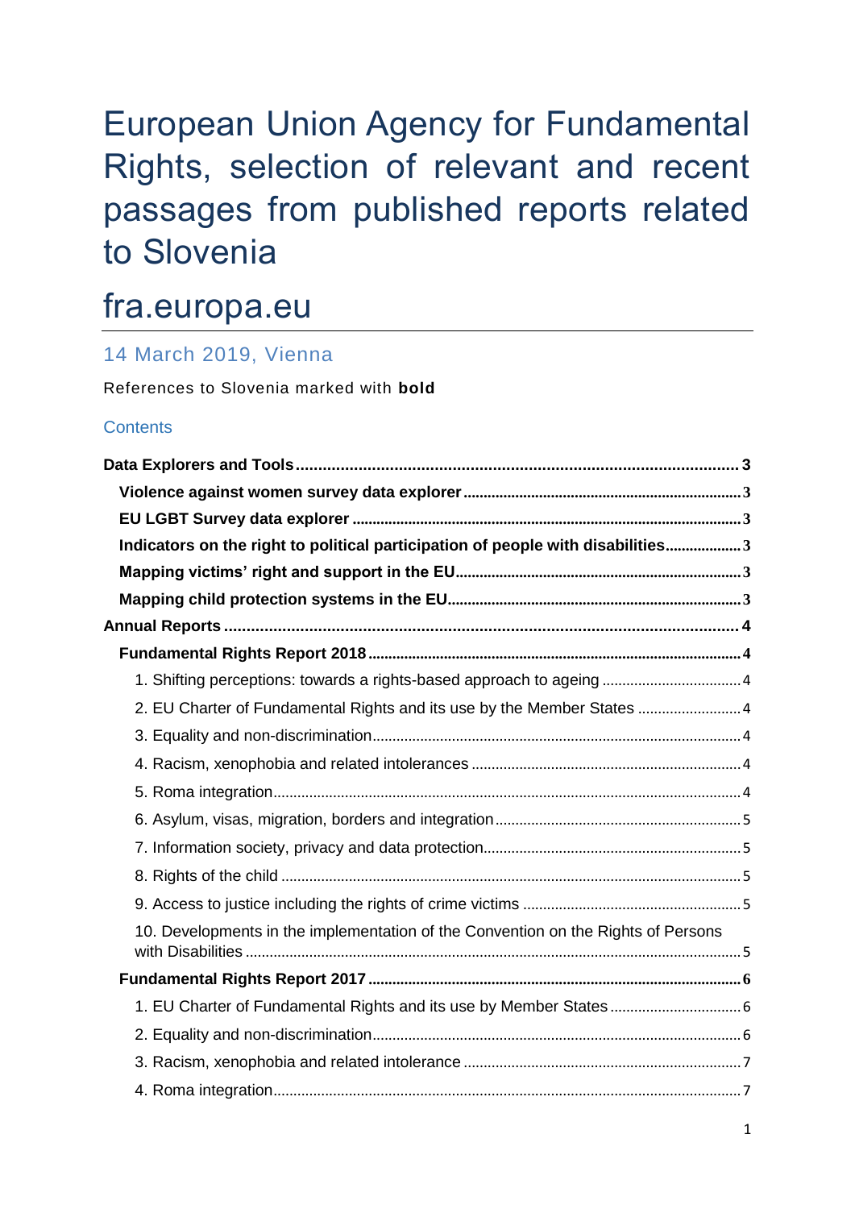# European Union Agency for Fundamental Rights, selection of relevant and recent passages from published reports related to Slovenia

# fra.europa.eu

## 14 March 2019, Vienna

References to Slovenia marked with **bold**

### Contents

**Data Explorers and Tools** ..... 3

- **Violence against women survey data explorer** ..... 3
- **EU LGBT Survey data explorer** ..... 3
- **Indicators on the right to political participation of people with disabilities** ..... 3
- **Mapping victims' right and support in the EU** ..... 3
- **Mapping child protection systems in the EU** ..... 3

**Annual Reports** ..... 4

- **Fundamental Rights Report 2018** ..... 4
  - 1. Shifting perceptions: towards a rights-based approach to ageing ..... 4
  - 2. EU Charter of Fundamental Rights and its use by the Member States ..... 4
  - 3. Equality and non-discrimination ..... 4
  - 4. Racism, xenophobia and related intolerances ..... 4
  - 5. Roma integration ..... 4
  - 6. Asylum, visas, migration, borders and integration ..... 5
  - 7. Information society, privacy and data protection ..... 5
  - 8. Rights of the child ..... 5
  - 9. Access to justice including the rights of crime victims ..... 5
  - 10. Developments in the implementation of the Convention on the Rights of Persons with Disabilities ..... 5
- **Fundamental Rights Report 2017** ..... 6
  - 1. EU Charter of Fundamental Rights and its use by Member States ..... 6
  - 2. Equality and non-discrimination ..... 6
  - 3. Racism, xenophobia and related intolerance ..... 7
  - 4. Roma integration ..... 7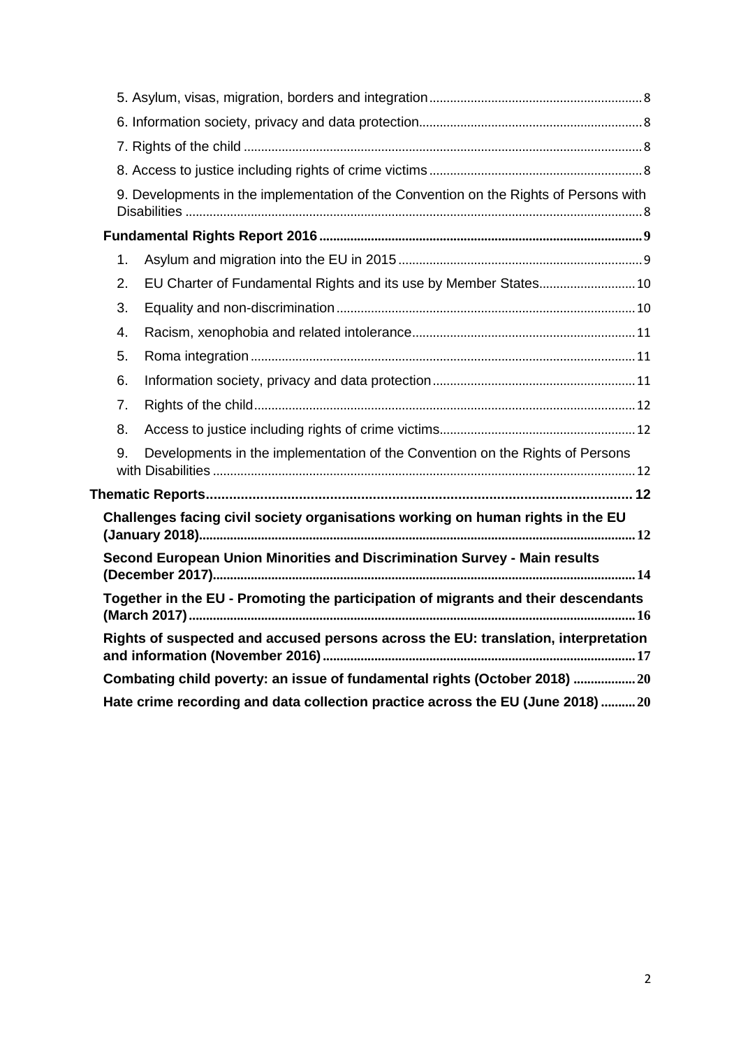5. Asylum, visas, migration, borders and integration ..... 8

6. Information society, privacy and data protection ..... 8

7. Rights of the child ..... 8

8. Access to justice including rights of crime victims ..... 8

9. Developments in the implementation of the Convention on the Rights of Persons with Disabilities ..... 8

**Fundamental Rights Report 2016** ..... 9

1. Asylum and migration into the EU in 2015 ..... 9
2. EU Charter of Fundamental Rights and its use by Member States ..... 10
3. Equality and non-discrimination ..... 10
4. Racism, xenophobia and related intolerance ..... 11
5. Roma integration ..... 11
6. Information society, privacy and data protection ..... 11
7. Rights of the child ..... 12
8. Access to justice including rights of crime victims ..... 12
9. Developments in the implementation of the Convention on the Rights of Persons with Disabilities ..... 12

**Thematic Reports** ..... 12

**Challenges facing civil society organisations working on human rights in the EU (January 2018)** ..... 12

**Second European Union Minorities and Discrimination Survey - Main results (December 2017)** ..... 14

**Together in the EU - Promoting the participation of migrants and their descendants (March 2017)** ..... 16

**Rights of suspected and accused persons across the EU: translation, interpretation and information (November 2016)** ..... 17

**Combating child poverty: an issue of fundamental rights (October 2018)** ..... 20

**Hate crime recording and data collection practice across the EU (June 2018)** ..... 20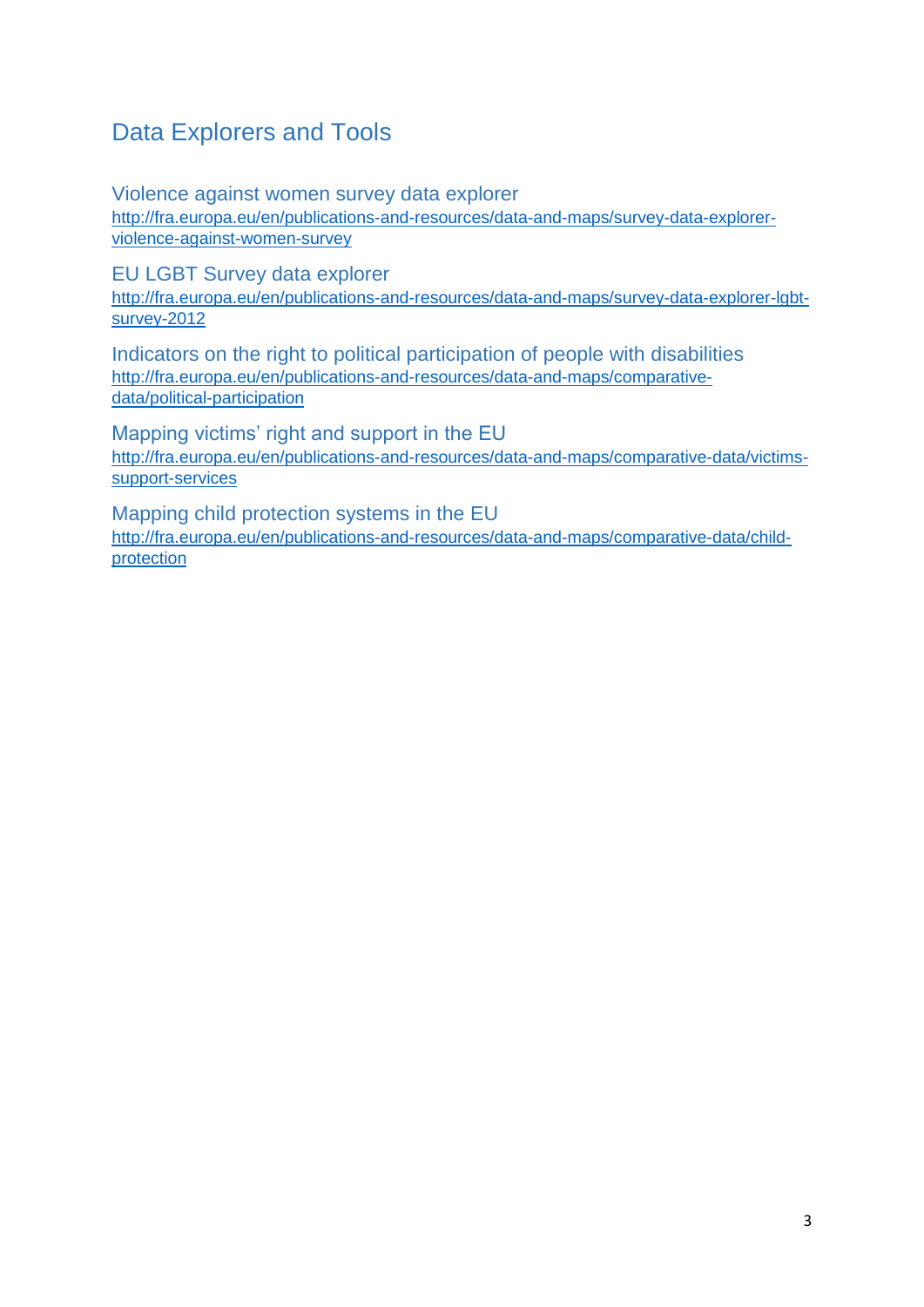## Data Explorers and Tools

### Violence against women survey data explorer

http://fra.europa.eu/en/publications-and-resources/data-and-maps/survey-data-explorer-violence-against-women-survey

### EU LGBT Survey data explorer

http://fra.europa.eu/en/publications-and-resources/data-and-maps/survey-data-explorer-lgbt-survey-2012

### Indicators on the right to political participation of people with disabilities

http://fra.europa.eu/en/publications-and-resources/data-and-maps/comparative-data/political-participation

### Mapping victims' right and support in the EU

http://fra.europa.eu/en/publications-and-resources/data-and-maps/comparative-data/victims-support-services

### Mapping child protection systems in the EU

http://fra.europa.eu/en/publications-and-resources/data-and-maps/comparative-data/child-protection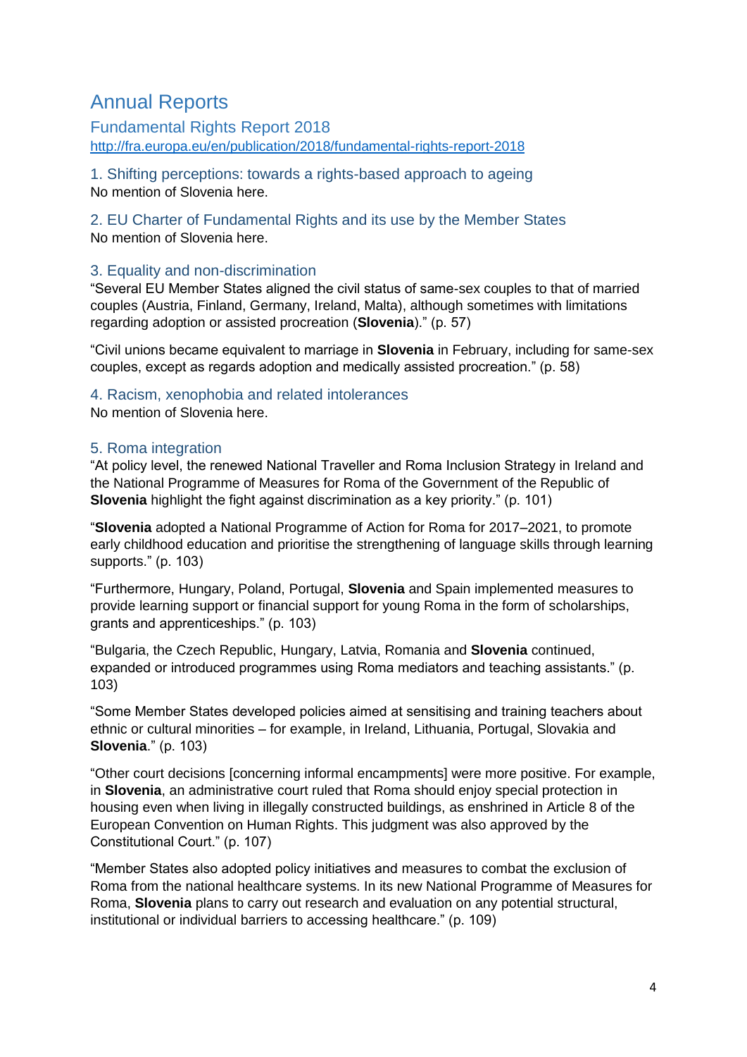# Annual Reports

## Fundamental Rights Report 2018

http://fra.europa.eu/en/publication/2018/fundamental-rights-report-2018

### 1. Shifting perceptions: towards a rights-based approach to ageing

No mention of Slovenia here.

### 2. EU Charter of Fundamental Rights and its use by the Member States

No mention of Slovenia here.

### 3. Equality and non-discrimination

“Several EU Member States aligned the civil status of same-sex couples to that of married couples (Austria, Finland, Germany, Ireland, Malta), although sometimes with limitations regarding adoption or assisted procreation (**Slovenia**).” (p. 57)

“Civil unions became equivalent to marriage in **Slovenia** in February, including for same-sex couples, except as regards adoption and medically assisted procreation.” (p. 58)

### 4. Racism, xenophobia and related intolerances

No mention of Slovenia here.

### 5. Roma integration

“At policy level, the renewed National Traveller and Roma Inclusion Strategy in Ireland and the National Programme of Measures for Roma of the Government of the Republic of **Slovenia** highlight the fight against discrimination as a key priority.” (p. 101)

“**Slovenia** adopted a National Programme of Action for Roma for 2017–2021, to promote early childhood education and prioritise the strengthening of language skills through learning supports.” (p. 103)

“Furthermore, Hungary, Poland, Portugal, **Slovenia** and Spain implemented measures to provide learning support or financial support for young Roma in the form of scholarships, grants and apprenticeships.” (p. 103)

“Bulgaria, the Czech Republic, Hungary, Latvia, Romania and **Slovenia** continued, expanded or introduced programmes using Roma mediators and teaching assistants.” (p. 103)

“Some Member States developed policies aimed at sensitising and training teachers about ethnic or cultural minorities – for example, in Ireland, Lithuania, Portugal, Slovakia and **Slovenia**.” (p. 103)

“Other court decisions [concerning informal encampments] were more positive. For example, in **Slovenia**, an administrative court ruled that Roma should enjoy special protection in housing even when living in illegally constructed buildings, as enshrined in Article 8 of the European Convention on Human Rights. This judgment was also approved by the Constitutional Court.” (p. 107)

“Member States also adopted policy initiatives and measures to combat the exclusion of Roma from the national healthcare systems. In its new National Programme of Measures for Roma, **Slovenia** plans to carry out research and evaluation on any potential structural, institutional or individual barriers to accessing healthcare.” (p. 109)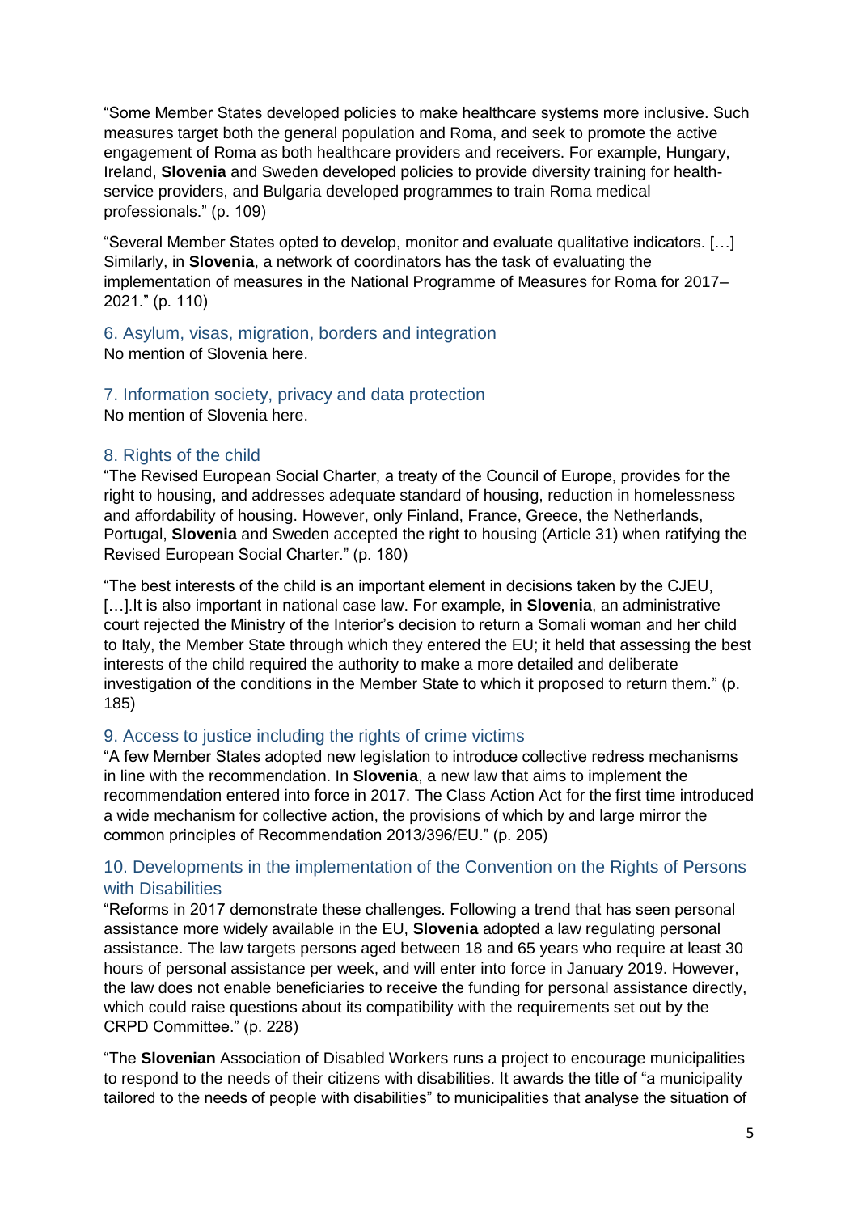"Some Member States developed policies to make healthcare systems more inclusive. Such measures target both the general population and Roma, and seek to promote the active engagement of Roma as both healthcare providers and receivers. For example, Hungary, Ireland, **Slovenia** and Sweden developed policies to provide diversity training for health-service providers, and Bulgaria developed programmes to train Roma medical professionals." (p. 109)

"Several Member States opted to develop, monitor and evaluate qualitative indicators. […] Similarly, in **Slovenia**, a network of coordinators has the task of evaluating the implementation of measures in the National Programme of Measures for Roma for 2017–2021." (p. 110)

## 6. Asylum, visas, migration, borders and integration

No mention of Slovenia here.

## 7. Information society, privacy and data protection

No mention of Slovenia here.

## 8. Rights of the child

"The Revised European Social Charter, a treaty of the Council of Europe, provides for the right to housing, and addresses adequate standard of housing, reduction in homelessness and affordability of housing. However, only Finland, France, Greece, the Netherlands, Portugal, **Slovenia** and Sweden accepted the right to housing (Article 31) when ratifying the Revised European Social Charter." (p. 180)

"The best interests of the child is an important element in decisions taken by the CJEU, […].It is also important in national case law. For example, in **Slovenia**, an administrative court rejected the Ministry of the Interior's decision to return a Somali woman and her child to Italy, the Member State through which they entered the EU; it held that assessing the best interests of the child required the authority to make a more detailed and deliberate investigation of the conditions in the Member State to which it proposed to return them." (p. 185)

## 9. Access to justice including the rights of crime victims

"A few Member States adopted new legislation to introduce collective redress mechanisms in line with the recommendation. In **Slovenia**, a new law that aims to implement the recommendation entered into force in 2017. The Class Action Act for the first time introduced a wide mechanism for collective action, the provisions of which by and large mirror the common principles of Recommendation 2013/396/EU." (p. 205)

## 10. Developments in the implementation of the Convention on the Rights of Persons with Disabilities

"Reforms in 2017 demonstrate these challenges. Following a trend that has seen personal assistance more widely available in the EU, **Slovenia** adopted a law regulating personal assistance. The law targets persons aged between 18 and 65 years who require at least 30 hours of personal assistance per week, and will enter into force in January 2019. However, the law does not enable beneficiaries to receive the funding for personal assistance directly, which could raise questions about its compatibility with the requirements set out by the CRPD Committee." (p. 228)

"The **Slovenian** Association of Disabled Workers runs a project to encourage municipalities to respond to the needs of their citizens with disabilities. It awards the title of "a municipality tailored to the needs of people with disabilities" to municipalities that analyse the situation of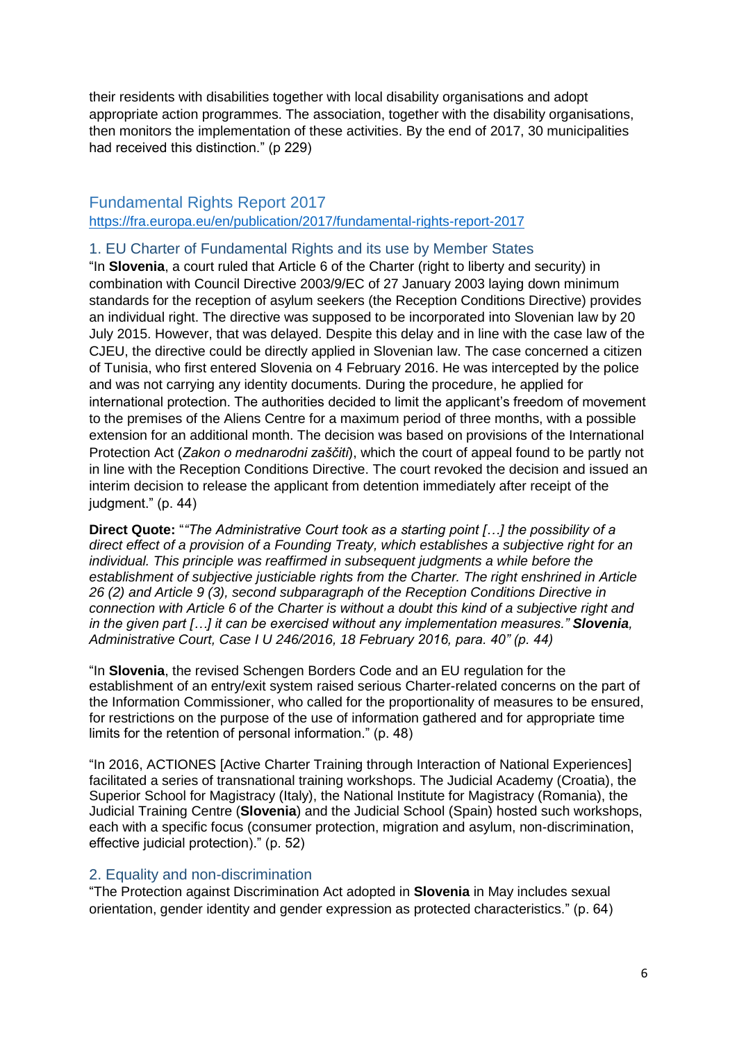their residents with disabilities together with local disability organisations and adopt appropriate action programmes. The association, together with the disability organisations, then monitors the implementation of these activities. By the end of 2017, 30 municipalities had received this distinction." (p 229)

## Fundamental Rights Report 2017

https://fra.europa.eu/en/publication/2017/fundamental-rights-report-2017

### 1. EU Charter of Fundamental Rights and its use by Member States

"In **Slovenia**, a court ruled that Article 6 of the Charter (right to liberty and security) in combination with Council Directive 2003/9/EC of 27 January 2003 laying down minimum standards for the reception of asylum seekers (the Reception Conditions Directive) provides an individual right. The directive was supposed to be incorporated into Slovenian law by 20 July 2015. However, that was delayed. Despite this delay and in line with the case law of the CJEU, the directive could be directly applied in Slovenian law. The case concerned a citizen of Tunisia, who first entered Slovenia on 4 February 2016. He was intercepted by the police and was not carrying any identity documents. During the procedure, he applied for international protection. The authorities decided to limit the applicant's freedom of movement to the premises of the Aliens Centre for a maximum period of three months, with a possible extension for an additional month. The decision was based on provisions of the International Protection Act (*Zakon o mednarodni zaščiti*), which the court of appeal found to be partly not in line with the Reception Conditions Directive. The court revoked the decision and issued an interim decision to release the applicant from detention immediately after receipt of the judgment." (p. 44)

**Direct Quote:** "*"The Administrative Court took as a starting point […] the possibility of a direct effect of a provision of a Founding Treaty, which establishes a subjective right for an individual. This principle was reaffirmed in subsequent judgments a while before the establishment of subjective justiciable rights from the Charter. The right enshrined in Article 26 (2) and Article 9 (3), second subparagraph of the Reception Conditions Directive in connection with Article 6 of the Charter is without a doubt this kind of a subjective right and in the given part […] it can be exercised without any implementation measures." **Slovenia**, Administrative Court, Case I U 246/2016, 18 February 2016, para. 40" (p. 44)*

"In **Slovenia**, the revised Schengen Borders Code and an EU regulation for the establishment of an entry/exit system raised serious Charter-related concerns on the part of the Information Commissioner, who called for the proportionality of measures to be ensured, for restrictions on the purpose of the use of information gathered and for appropriate time limits for the retention of personal information." (p. 48)

"In 2016, ACTIONES [Active Charter Training through Interaction of National Experiences] facilitated a series of transnational training workshops. The Judicial Academy (Croatia), the Superior School for Magistracy (Italy), the National Institute for Magistracy (Romania), the Judicial Training Centre (**Slovenia**) and the Judicial School (Spain) hosted such workshops, each with a specific focus (consumer protection, migration and asylum, non-discrimination, effective judicial protection)." (p. 52)

### 2. Equality and non-discrimination

"The Protection against Discrimination Act adopted in **Slovenia** in May includes sexual orientation, gender identity and gender expression as protected characteristics." (p. 64)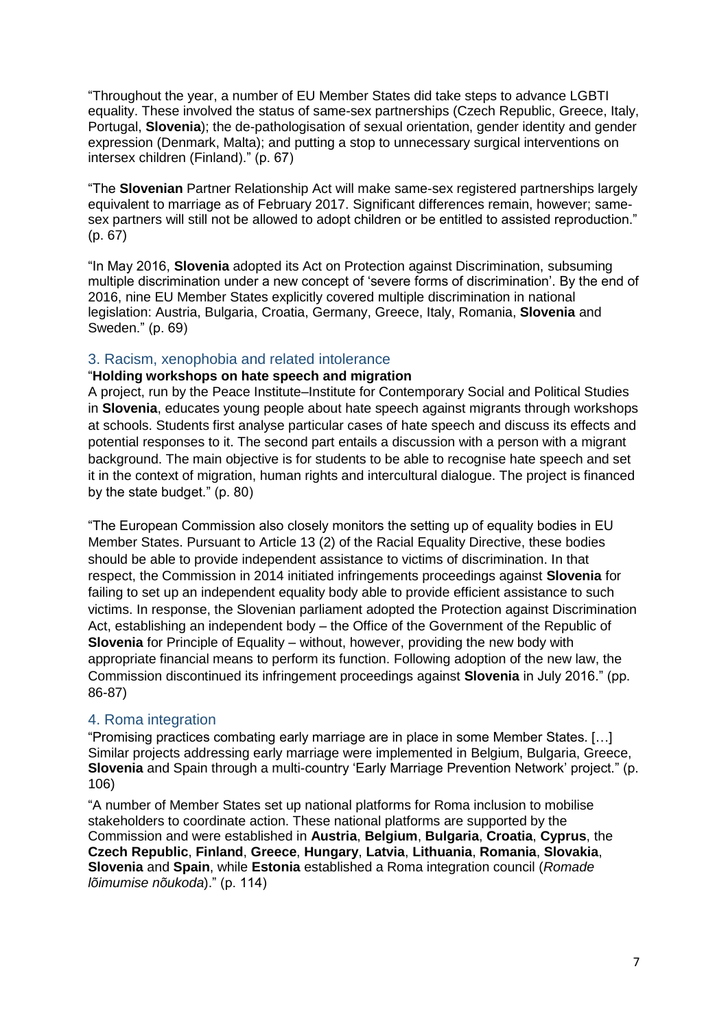"Throughout the year, a number of EU Member States did take steps to advance LGBTI equality. These involved the status of same-sex partnerships (Czech Republic, Greece, Italy, Portugal, **Slovenia**); the de-pathologisation of sexual orientation, gender identity and gender expression (Denmark, Malta); and putting a stop to unnecessary surgical interventions on intersex children (Finland)." (p. 67)

"The **Slovenian** Partner Relationship Act will make same-sex registered partnerships largely equivalent to marriage as of February 2017. Significant differences remain, however; same-sex partners will still not be allowed to adopt children or be entitled to assisted reproduction." (p. 67)

"In May 2016, **Slovenia** adopted its Act on Protection against Discrimination, subsuming multiple discrimination under a new concept of 'severe forms of discrimination'. By the end of 2016, nine EU Member States explicitly covered multiple discrimination in national legislation: Austria, Bulgaria, Croatia, Germany, Greece, Italy, Romania, **Slovenia** and Sweden." (p. 69)

## 3. Racism, xenophobia and related intolerance

"**Holding workshops on hate speech and migration**
A project, run by the Peace Institute–Institute for Contemporary Social and Political Studies in **Slovenia**, educates young people about hate speech against migrants through workshops at schools. Students first analyse particular cases of hate speech and discuss its effects and potential responses to it. The second part entails a discussion with a person with a migrant background. The main objective is for students to be able to recognise hate speech and set it in the context of migration, human rights and intercultural dialogue. The project is financed by the state budget." (p. 80)

"The European Commission also closely monitors the setting up of equality bodies in EU Member States. Pursuant to Article 13 (2) of the Racial Equality Directive, these bodies should be able to provide independent assistance to victims of discrimination. In that respect, the Commission in 2014 initiated infringements proceedings against **Slovenia** for failing to set up an independent equality body able to provide efficient assistance to such victims. In response, the Slovenian parliament adopted the Protection against Discrimination Act, establishing an independent body – the Office of the Government of the Republic of **Slovenia** for Principle of Equality – without, however, providing the new body with appropriate financial means to perform its function. Following adoption of the new law, the Commission discontinued its infringement proceedings against **Slovenia** in July 2016." (pp. 86-87)

## 4. Roma integration

"Promising practices combating early marriage are in place in some Member States. […] Similar projects addressing early marriage were implemented in Belgium, Bulgaria, Greece, **Slovenia** and Spain through a multi-country 'Early Marriage Prevention Network' project." (p. 106)

"A number of Member States set up national platforms for Roma inclusion to mobilise stakeholders to coordinate action. These national platforms are supported by the Commission and were established in **Austria**, **Belgium**, **Bulgaria**, **Croatia**, **Cyprus**, the **Czech Republic**, **Finland**, **Greece**, **Hungary**, **Latvia**, **Lithuania**, **Romania**, **Slovakia**, **Slovenia** and **Spain**, while **Estonia** established a Roma integration council (*Romade lõimumise nõukoda*)." (p. 114)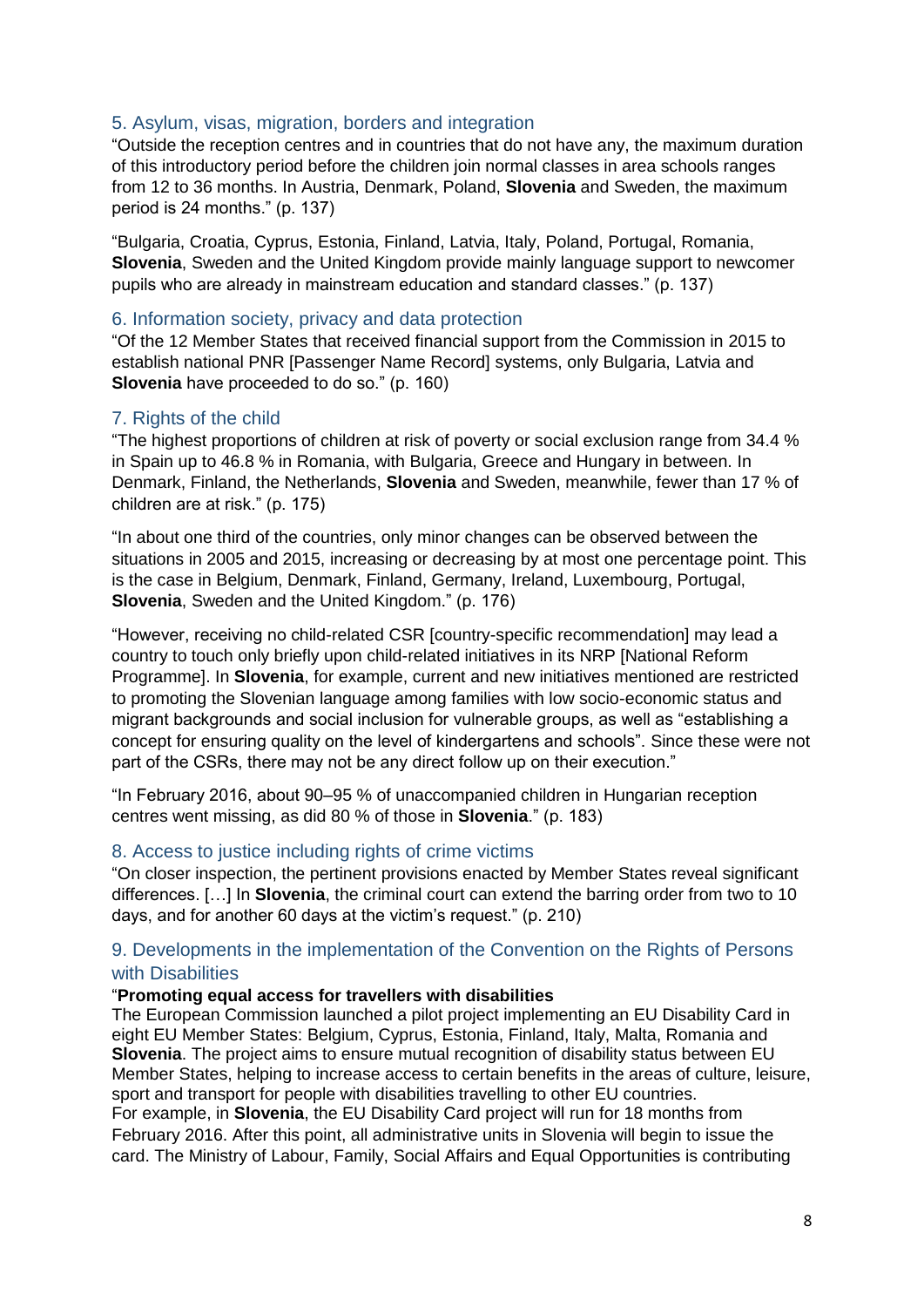## 5. Asylum, visas, migration, borders and integration

"Outside the reception centres and in countries that do not have any, the maximum duration of this introductory period before the children join normal classes in area schools ranges from 12 to 36 months. In Austria, Denmark, Poland, **Slovenia** and Sweden, the maximum period is 24 months." (p. 137)

"Bulgaria, Croatia, Cyprus, Estonia, Finland, Latvia, Italy, Poland, Portugal, Romania, **Slovenia**, Sweden and the United Kingdom provide mainly language support to newcomer pupils who are already in mainstream education and standard classes." (p. 137)

## 6. Information society, privacy and data protection

"Of the 12 Member States that received financial support from the Commission in 2015 to establish national PNR [Passenger Name Record] systems, only Bulgaria, Latvia and **Slovenia** have proceeded to do so." (p. 160)

## 7. Rights of the child

"The highest proportions of children at risk of poverty or social exclusion range from 34.4 % in Spain up to 46.8 % in Romania, with Bulgaria, Greece and Hungary in between. In Denmark, Finland, the Netherlands, **Slovenia** and Sweden, meanwhile, fewer than 17 % of children are at risk." (p. 175)

"In about one third of the countries, only minor changes can be observed between the situations in 2005 and 2015, increasing or decreasing by at most one percentage point. This is the case in Belgium, Denmark, Finland, Germany, Ireland, Luxembourg, Portugal, **Slovenia**, Sweden and the United Kingdom." (p. 176)

"However, receiving no child-related CSR [country-specific recommendation] may lead a country to touch only briefly upon child-related initiatives in its NRP [National Reform Programme]. In **Slovenia**, for example, current and new initiatives mentioned are restricted to promoting the Slovenian language among families with low socio-economic status and migrant backgrounds and social inclusion for vulnerable groups, as well as "establishing a concept for ensuring quality on the level of kindergartens and schools". Since these were not part of the CSRs, there may not be any direct follow up on their execution."

"In February 2016, about 90–95 % of unaccompanied children in Hungarian reception centres went missing, as did 80 % of those in **Slovenia**." (p. 183)

## 8. Access to justice including rights of crime victims

"On closer inspection, the pertinent provisions enacted by Member States reveal significant differences. […] In **Slovenia**, the criminal court can extend the barring order from two to 10 days, and for another 60 days at the victim's request." (p. 210)

## 9. Developments in the implementation of the Convention on the Rights of Persons with Disabilities

"**Promoting equal access for travellers with disabilities**
The European Commission launched a pilot project implementing an EU Disability Card in eight EU Member States: Belgium, Cyprus, Estonia, Finland, Italy, Malta, Romania and **Slovenia**. The project aims to ensure mutual recognition of disability status between EU Member States, helping to increase access to certain benefits in the areas of culture, leisure, sport and transport for people with disabilities travelling to other EU countries.
For example, in **Slovenia**, the EU Disability Card project will run for 18 months from February 2016. After this point, all administrative units in Slovenia will begin to issue the card. The Ministry of Labour, Family, Social Affairs and Equal Opportunities is contributing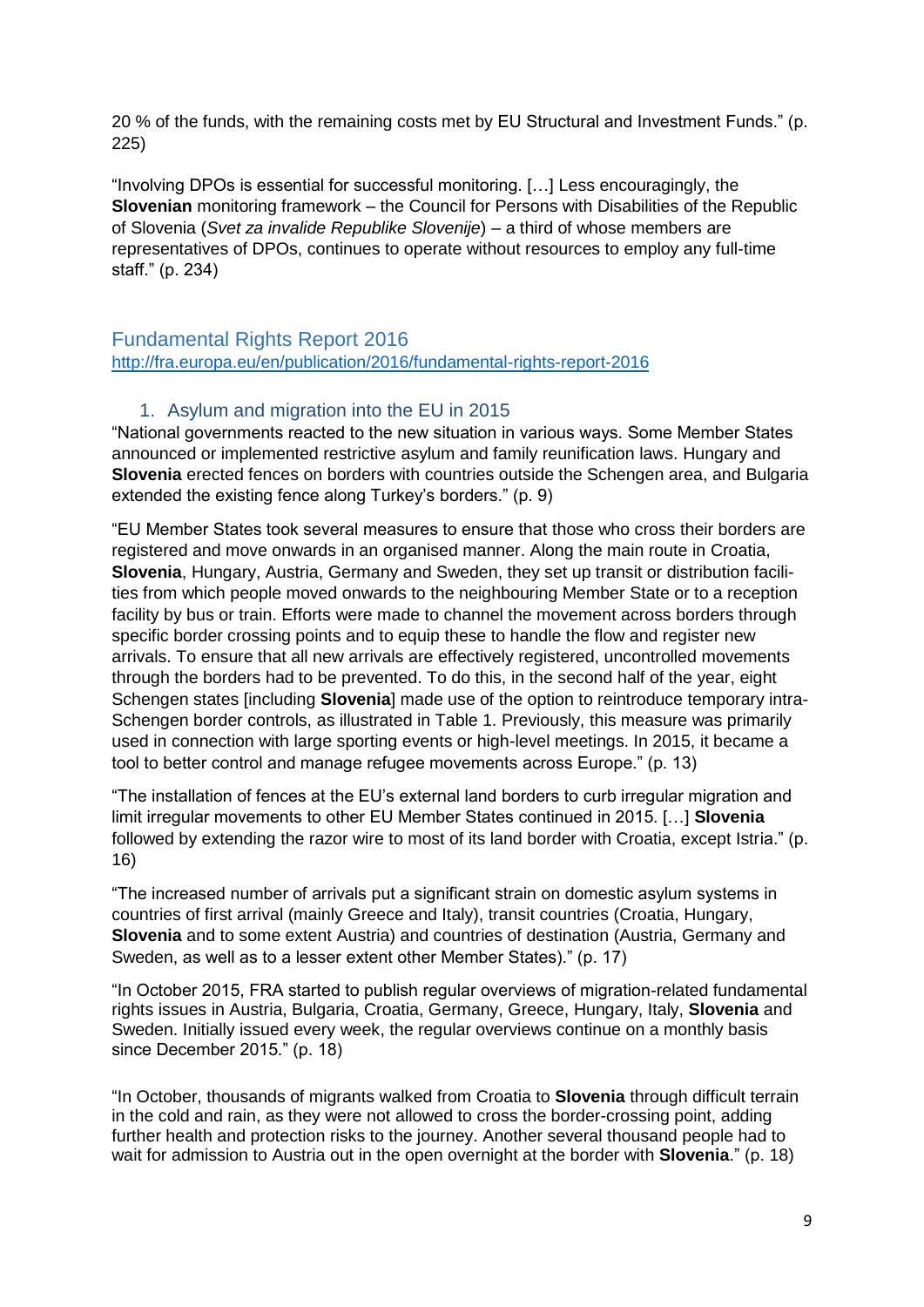20 % of the funds, with the remaining costs met by EU Structural and Investment Funds." (p. 225)

"Involving DPOs is essential for successful monitoring. […] Less encouragingly, the **Slovenian** monitoring framework – the Council for Persons with Disabilities of the Republic of Slovenia (*Svet za invalide Republike Slovenije*) – a third of whose members are representatives of DPOs, continues to operate without resources to employ any full-time staff." (p. 234)

## Fundamental Rights Report 2016

http://fra.europa.eu/en/publication/2016/fundamental-rights-report-2016

### 1. Asylum and migration into the EU in 2015

"National governments reacted to the new situation in various ways. Some Member States announced or implemented restrictive asylum and family reunification laws. Hungary and **Slovenia** erected fences on borders with countries outside the Schengen area, and Bulgaria extended the existing fence along Turkey's borders." (p. 9)

"EU Member States took several measures to ensure that those who cross their borders are registered and move onwards in an organised manner. Along the main route in Croatia, **Slovenia**, Hungary, Austria, Germany and Sweden, they set up transit or distribution facilities from which people moved onwards to the neighbouring Member State or to a reception facility by bus or train. Efforts were made to channel the movement across borders through specific border crossing points and to equip these to handle the flow and register new arrivals. To ensure that all new arrivals are effectively registered, uncontrolled movements through the borders had to be prevented. To do this, in the second half of the year, eight Schengen states [including **Slovenia**] made use of the option to reintroduce temporary intra-Schengen border controls, as illustrated in Table 1. Previously, this measure was primarily used in connection with large sporting events or high-level meetings. In 2015, it became a tool to better control and manage refugee movements across Europe." (p. 13)

"The installation of fences at the EU's external land borders to curb irregular migration and limit irregular movements to other EU Member States continued in 2015. […] **Slovenia** followed by extending the razor wire to most of its land border with Croatia, except Istria." (p. 16)

"The increased number of arrivals put a significant strain on domestic asylum systems in countries of first arrival (mainly Greece and Italy), transit countries (Croatia, Hungary, **Slovenia** and to some extent Austria) and countries of destination (Austria, Germany and Sweden, as well as to a lesser extent other Member States)." (p. 17)

"In October 2015, FRA started to publish regular overviews of migration-related fundamental rights issues in Austria, Bulgaria, Croatia, Germany, Greece, Hungary, Italy, **Slovenia** and Sweden. Initially issued every week, the regular overviews continue on a monthly basis since December 2015." (p. 18)

"In October, thousands of migrants walked from Croatia to **Slovenia** through difficult terrain in the cold and rain, as they were not allowed to cross the border-crossing point, adding further health and protection risks to the journey. Another several thousand people had to wait for admission to Austria out in the open overnight at the border with **Slovenia**." (p. 18)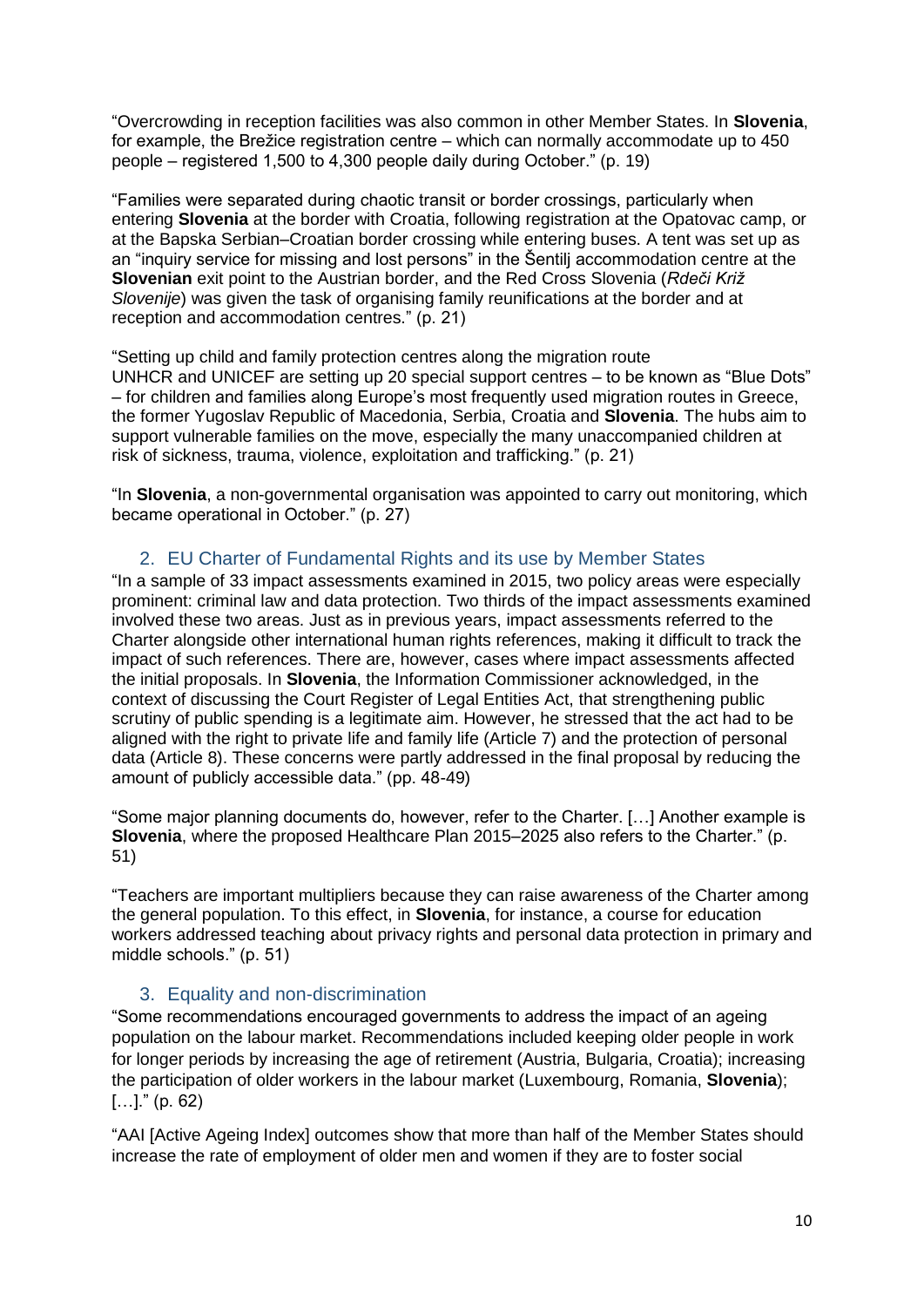"Overcrowding in reception facilities was also common in other Member States. In **Slovenia**, for example, the Brežice registration centre – which can normally accommodate up to 450 people – registered 1,500 to 4,300 people daily during October." (p. 19)

"Families were separated during chaotic transit or border crossings, particularly when entering **Slovenia** at the border with Croatia, following registration at the Opatovac camp, or at the Bapska Serbian–Croatian border crossing while entering buses. A tent was set up as an "inquiry service for missing and lost persons" in the Šentilj accommodation centre at the **Slovenian** exit point to the Austrian border, and the Red Cross Slovenia (*Rdeči Križ Slovenije*) was given the task of organising family reunifications at the border and at reception and accommodation centres." (p. 21)

"Setting up child and family protection centres along the migration route
UNHCR and UNICEF are setting up 20 special support centres – to be known as "Blue Dots" – for children and families along Europe's most frequently used migration routes in Greece, the former Yugoslav Republic of Macedonia, Serbia, Croatia and **Slovenia**. The hubs aim to support vulnerable families on the move, especially the many unaccompanied children at risk of sickness, trauma, violence, exploitation and trafficking." (p. 21)

"In **Slovenia**, a non-governmental organisation was appointed to carry out monitoring, which became operational in October." (p. 27)

## 2. EU Charter of Fundamental Rights and its use by Member States

"In a sample of 33 impact assessments examined in 2015, two policy areas were especially prominent: criminal law and data protection. Two thirds of the impact assessments examined involved these two areas. Just as in previous years, impact assessments referred to the Charter alongside other international human rights references, making it difficult to track the impact of such references. There are, however, cases where impact assessments affected the initial proposals. In **Slovenia**, the Information Commissioner acknowledged, in the context of discussing the Court Register of Legal Entities Act, that strengthening public scrutiny of public spending is a legitimate aim. However, he stressed that the act had to be aligned with the right to private life and family life (Article 7) and the protection of personal data (Article 8). These concerns were partly addressed in the final proposal by reducing the amount of publicly accessible data." (pp. 48-49)

"Some major planning documents do, however, refer to the Charter. […] Another example is **Slovenia**, where the proposed Healthcare Plan 2015–2025 also refers to the Charter." (p. 51)

"Teachers are important multipliers because they can raise awareness of the Charter among the general population. To this effect, in **Slovenia**, for instance, a course for education workers addressed teaching about privacy rights and personal data protection in primary and middle schools." (p. 51)

## 3. Equality and non-discrimination

"Some recommendations encouraged governments to address the impact of an ageing population on the labour market. Recommendations included keeping older people in work for longer periods by increasing the age of retirement (Austria, Bulgaria, Croatia); increasing the participation of older workers in the labour market (Luxembourg, Romania, **Slovenia**); […]." (p. 62)

"AAI [Active Ageing Index] outcomes show that more than half of the Member States should increase the rate of employment of older men and women if they are to foster social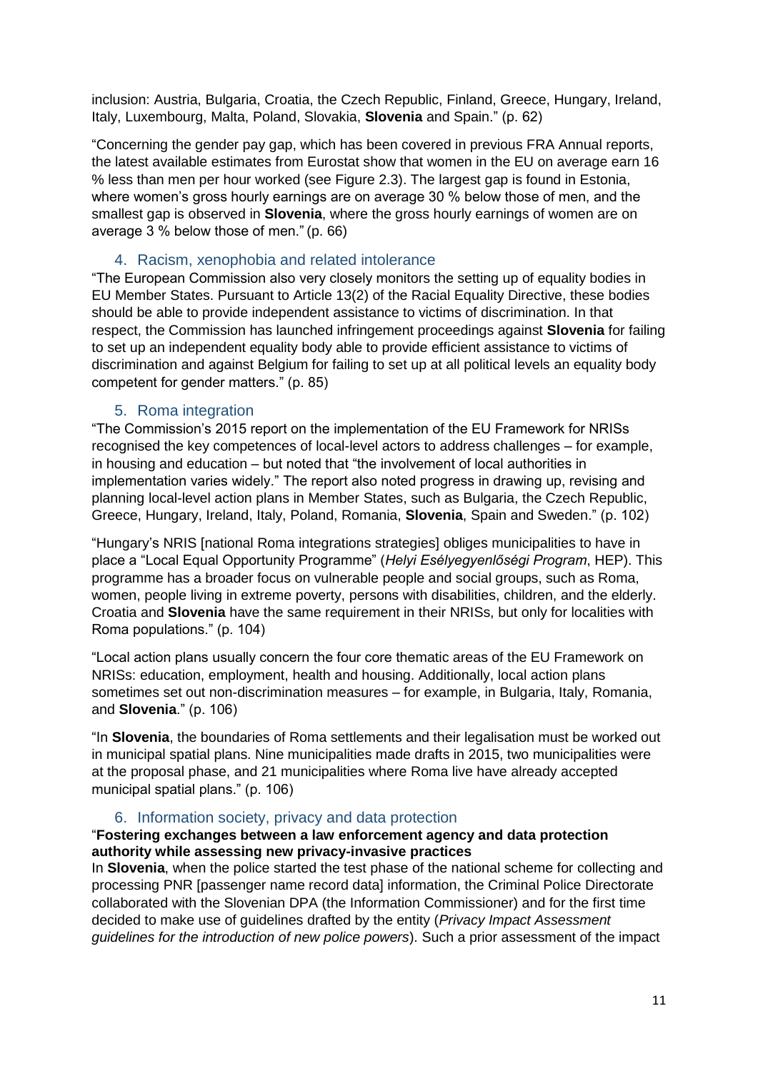inclusion: Austria, Bulgaria, Croatia, the Czech Republic, Finland, Greece, Hungary, Ireland, Italy, Luxembourg, Malta, Poland, Slovakia, **Slovenia** and Spain." (p. 62)

"Concerning the gender pay gap, which has been covered in previous FRA Annual reports, the latest available estimates from Eurostat show that women in the EU on average earn 16 % less than men per hour worked (see Figure 2.3). The largest gap is found in Estonia, where women's gross hourly earnings are on average 30 % below those of men, and the smallest gap is observed in **Slovenia**, where the gross hourly earnings of women are on average 3 % below those of men." (p. 66)

## 4. Racism, xenophobia and related intolerance

"The European Commission also very closely monitors the setting up of equality bodies in EU Member States. Pursuant to Article 13(2) of the Racial Equality Directive, these bodies should be able to provide independent assistance to victims of discrimination. In that respect, the Commission has launched infringement proceedings against **Slovenia** for failing to set up an independent equality body able to provide efficient assistance to victims of discrimination and against Belgium for failing to set up at all political levels an equality body competent for gender matters." (p. 85)

## 5. Roma integration

"The Commission's 2015 report on the implementation of the EU Framework for NRISs recognised the key competences of local-level actors to address challenges – for example, in housing and education – but noted that "the involvement of local authorities in implementation varies widely." The report also noted progress in drawing up, revising and planning local-level action plans in Member States, such as Bulgaria, the Czech Republic, Greece, Hungary, Ireland, Italy, Poland, Romania, **Slovenia**, Spain and Sweden." (p. 102)

"Hungary's NRIS [national Roma integrations strategies] obliges municipalities to have in place a "Local Equal Opportunity Programme" (*Helyi Esélyegyenlőségi Program*, HEP). This programme has a broader focus on vulnerable people and social groups, such as Roma, women, people living in extreme poverty, persons with disabilities, children, and the elderly. Croatia and **Slovenia** have the same requirement in their NRISs, but only for localities with Roma populations." (p. 104)

"Local action plans usually concern the four core thematic areas of the EU Framework on NRISs: education, employment, health and housing. Additionally, local action plans sometimes set out non-discrimination measures – for example, in Bulgaria, Italy, Romania, and **Slovenia**." (p. 106)

"In **Slovenia**, the boundaries of Roma settlements and their legalisation must be worked out in municipal spatial plans. Nine municipalities made drafts in 2015, two municipalities were at the proposal phase, and 21 municipalities where Roma live have already accepted municipal spatial plans." (p. 106)

## 6. Information society, privacy and data protection

"**Fostering exchanges between a law enforcement agency and data protection authority while assessing new privacy-invasive practices**
In **Slovenia**, when the police started the test phase of the national scheme for collecting and processing PNR [passenger name record data] information, the Criminal Police Directorate collaborated with the Slovenian DPA (the Information Commissioner) and for the first time decided to make use of guidelines drafted by the entity (*Privacy Impact Assessment guidelines for the introduction of new police powers*). Such a prior assessment of the impact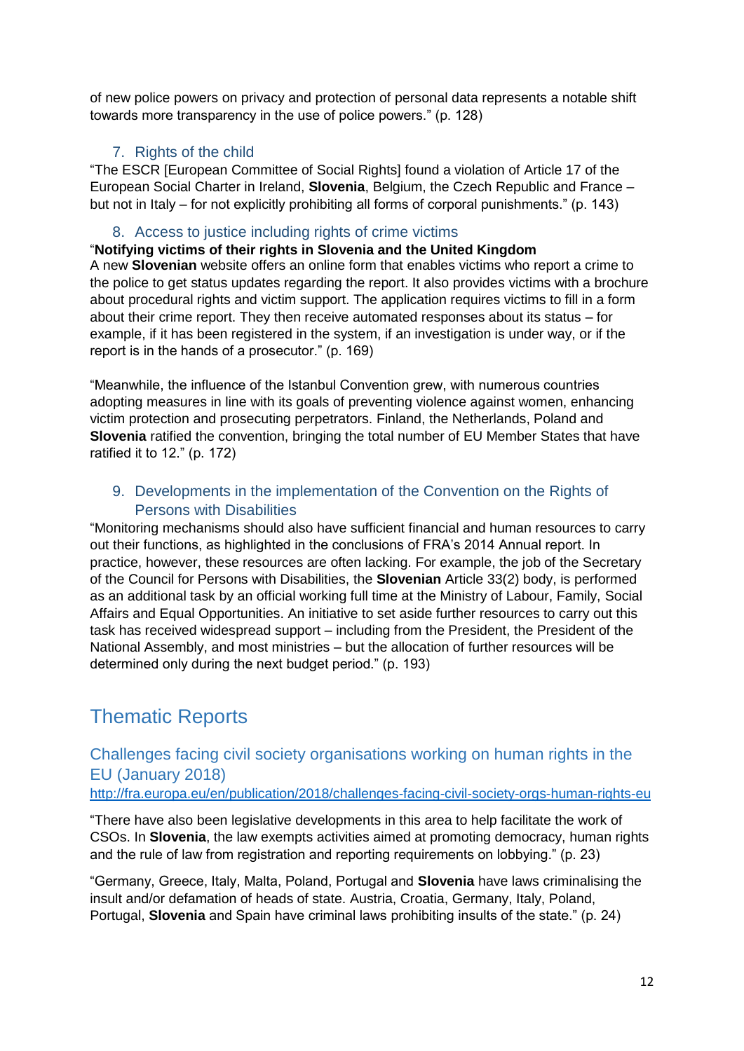of new police powers on privacy and protection of personal data represents a notable shift towards more transparency in the use of police powers." (p. 128)

### 7. Rights of the child

"The ESCR [European Committee of Social Rights] found a violation of Article 17 of the European Social Charter in Ireland, **Slovenia**, Belgium, the Czech Republic and France – but not in Italy – for not explicitly prohibiting all forms of corporal punishments." (p. 143)

### 8. Access to justice including rights of crime victims

"**Notifying victims of their rights in Slovenia and the United Kingdom**
A new **Slovenian** website offers an online form that enables victims who report a crime to the police to get status updates regarding the report. It also provides victims with a brochure about procedural rights and victim support. The application requires victims to fill in a form about their crime report. They then receive automated responses about its status – for example, if it has been registered in the system, if an investigation is under way, or if the report is in the hands of a prosecutor." (p. 169)

"Meanwhile, the influence of the Istanbul Convention grew, with numerous countries adopting measures in line with its goals of preventing violence against women, enhancing victim protection and prosecuting perpetrators. Finland, the Netherlands, Poland and **Slovenia** ratified the convention, bringing the total number of EU Member States that have ratified it to 12." (p. 172)

### 9. Developments in the implementation of the Convention on the Rights of Persons with Disabilities

"Monitoring mechanisms should also have sufficient financial and human resources to carry out their functions, as highlighted in the conclusions of FRA's 2014 Annual report. In practice, however, these resources are often lacking. For example, the job of the Secretary of the Council for Persons with Disabilities, the **Slovenian** Article 33(2) body, is performed as an additional task by an official working full time at the Ministry of Labour, Family, Social Affairs and Equal Opportunities. An initiative to set aside further resources to carry out this task has received widespread support – including from the President, the President of the National Assembly, and most ministries – but the allocation of further resources will be determined only during the next budget period." (p. 193)

# Thematic Reports

## Challenges facing civil society organisations working on human rights in the EU (January 2018)

http://fra.europa.eu/en/publication/2018/challenges-facing-civil-society-orgs-human-rights-eu

"There have also been legislative developments in this area to help facilitate the work of CSOs. In **Slovenia**, the law exempts activities aimed at promoting democracy, human rights and the rule of law from registration and reporting requirements on lobbying." (p. 23)

"Germany, Greece, Italy, Malta, Poland, Portugal and **Slovenia** have laws criminalising the insult and/or defamation of heads of state. Austria, Croatia, Germany, Italy, Poland, Portugal, **Slovenia** and Spain have criminal laws prohibiting insults of the state." (p. 24)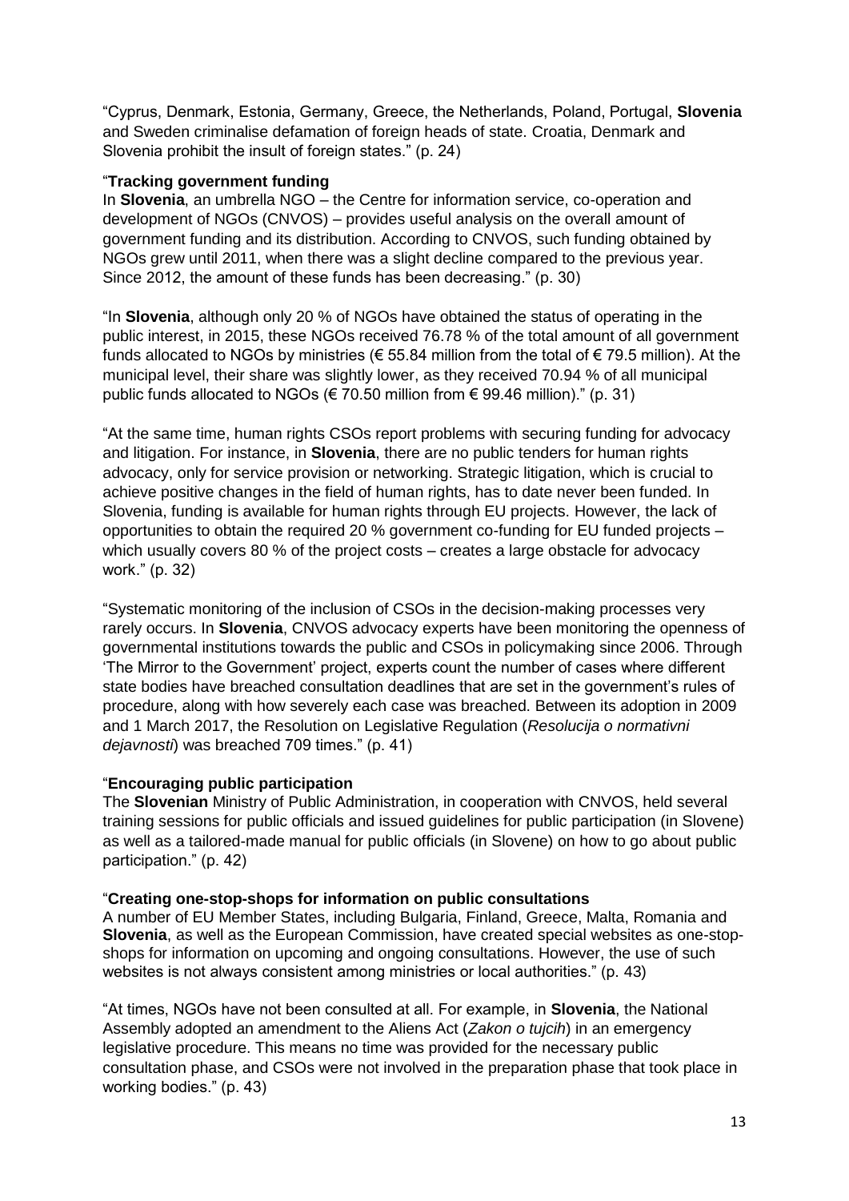"Cyprus, Denmark, Estonia, Germany, Greece, the Netherlands, Poland, Portugal, **Slovenia** and Sweden criminalise defamation of foreign heads of state. Croatia, Denmark and Slovenia prohibit the insult of foreign states." (p. 24)

"**Tracking government funding**
In **Slovenia**, an umbrella NGO – the Centre for information service, co-operation and development of NGOs (CNVOS) – provides useful analysis on the overall amount of government funding and its distribution. According to CNVOS, such funding obtained by NGOs grew until 2011, when there was a slight decline compared to the previous year. Since 2012, the amount of these funds has been decreasing." (p. 30)

"In **Slovenia**, although only 20 % of NGOs have obtained the status of operating in the public interest, in 2015, these NGOs received 76.78 % of the total amount of all government funds allocated to NGOs by ministries (€ 55.84 million from the total of € 79.5 million). At the municipal level, their share was slightly lower, as they received 70.94 % of all municipal public funds allocated to NGOs (€ 70.50 million from € 99.46 million)." (p. 31)

"At the same time, human rights CSOs report problems with securing funding for advocacy and litigation. For instance, in **Slovenia**, there are no public tenders for human rights advocacy, only for service provision or networking. Strategic litigation, which is crucial to achieve positive changes in the field of human rights, has to date never been funded. In Slovenia, funding is available for human rights through EU projects. However, the lack of opportunities to obtain the required 20 % government co-funding for EU funded projects – which usually covers 80 % of the project costs – creates a large obstacle for advocacy work." (p. 32)

"Systematic monitoring of the inclusion of CSOs in the decision-making processes very rarely occurs. In **Slovenia**, CNVOS advocacy experts have been monitoring the openness of governmental institutions towards the public and CSOs in policymaking since 2006. Through 'The Mirror to the Government' project, experts count the number of cases where different state bodies have breached consultation deadlines that are set in the government's rules of procedure, along with how severely each case was breached. Between its adoption in 2009 and 1 March 2017, the Resolution on Legislative Regulation (*Resolucija o normativni dejavnosti*) was breached 709 times." (p. 41)

"**Encouraging public participation**
The **Slovenian** Ministry of Public Administration, in cooperation with CNVOS, held several training sessions for public officials and issued guidelines for public participation (in Slovene) as well as a tailored-made manual for public officials (in Slovene) on how to go about public participation." (p. 42)

"**Creating one-stop-shops for information on public consultations**
A number of EU Member States, including Bulgaria, Finland, Greece, Malta, Romania and **Slovenia**, as well as the European Commission, have created special websites as one-stop-shops for information on upcoming and ongoing consultations. However, the use of such websites is not always consistent among ministries or local authorities." (p. 43)

"At times, NGOs have not been consulted at all. For example, in **Slovenia**, the National Assembly adopted an amendment to the Aliens Act (*Zakon o tujcih*) in an emergency legislative procedure. This means no time was provided for the necessary public consultation phase, and CSOs were not involved in the preparation phase that took place in working bodies." (p. 43)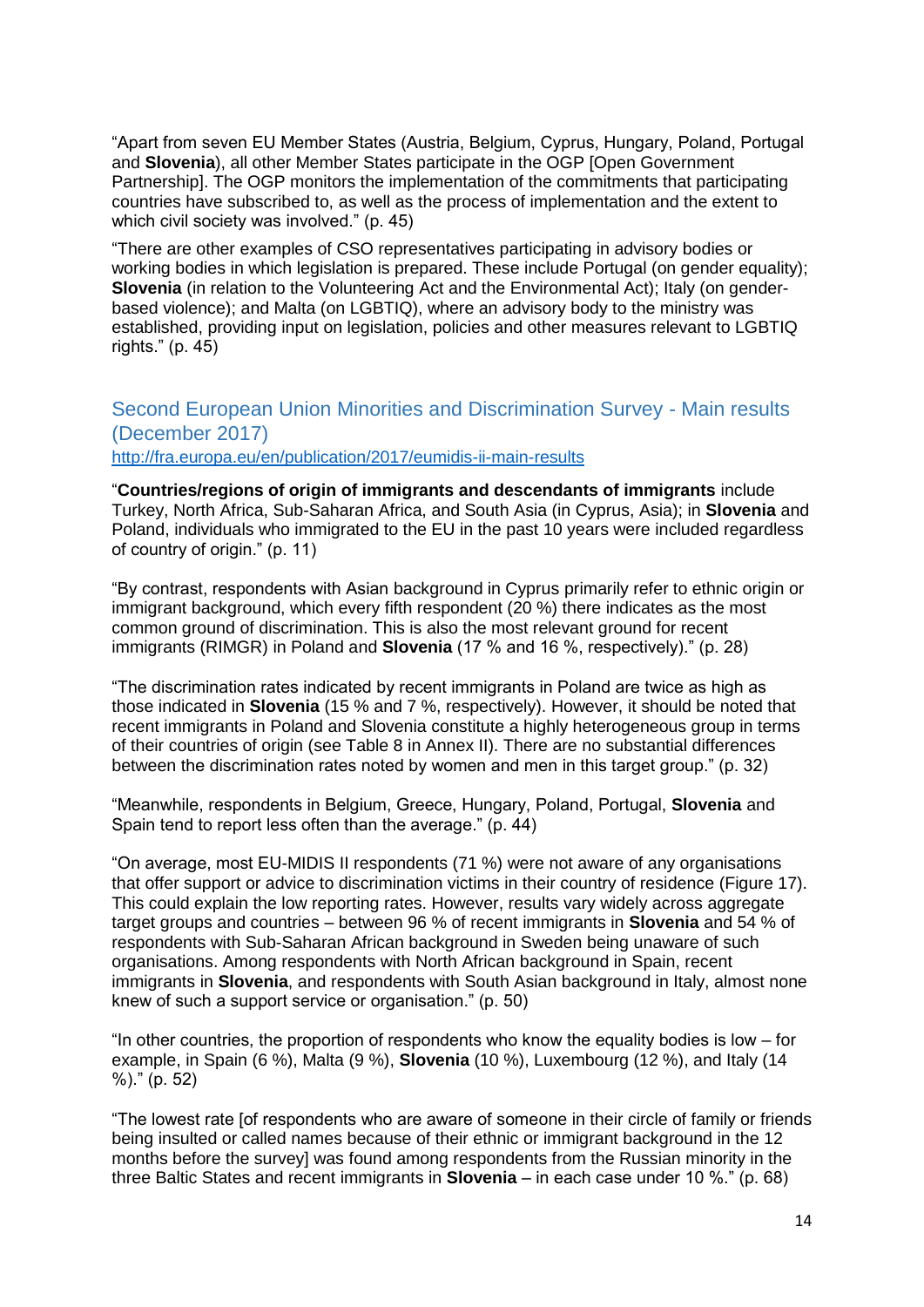"Apart from seven EU Member States (Austria, Belgium, Cyprus, Hungary, Poland, Portugal and **Slovenia**), all other Member States participate in the OGP [Open Government Partnership]. The OGP monitors the implementation of the commitments that participating countries have subscribed to, as well as the process of implementation and the extent to which civil society was involved." (p. 45)

"There are other examples of CSO representatives participating in advisory bodies or working bodies in which legislation is prepared. These include Portugal (on gender equality); **Slovenia** (in relation to the Volunteering Act and the Environmental Act); Italy (on gender-based violence); and Malta (on LGBTIQ), where an advisory body to the ministry was established, providing input on legislation, policies and other measures relevant to LGBTIQ rights." (p. 45)

## Second European Union Minorities and Discrimination Survey - Main results (December 2017)

http://fra.europa.eu/en/publication/2017/eumidis-ii-main-results

"**Countries/regions of origin of immigrants and descendants of immigrants** include Turkey, North Africa, Sub-Saharan Africa, and South Asia (in Cyprus, Asia); in **Slovenia** and Poland, individuals who immigrated to the EU in the past 10 years were included regardless of country of origin." (p. 11)

"By contrast, respondents with Asian background in Cyprus primarily refer to ethnic origin or immigrant background, which every fifth respondent (20 %) there indicates as the most common ground of discrimination. This is also the most relevant ground for recent immigrants (RIMGR) in Poland and **Slovenia** (17 % and 16 %, respectively)." (p. 28)

"The discrimination rates indicated by recent immigrants in Poland are twice as high as those indicated in **Slovenia** (15 % and 7 %, respectively). However, it should be noted that recent immigrants in Poland and Slovenia constitute a highly heterogeneous group in terms of their countries of origin (see Table 8 in Annex II). There are no substantial differences between the discrimination rates noted by women and men in this target group." (p. 32)

"Meanwhile, respondents in Belgium, Greece, Hungary, Poland, Portugal, **Slovenia** and Spain tend to report less often than the average." (p. 44)

"On average, most EU-MIDIS II respondents (71 %) were not aware of any organisations that offer support or advice to discrimination victims in their country of residence (Figure 17). This could explain the low reporting rates. However, results vary widely across aggregate target groups and countries – between 96 % of recent immigrants in **Slovenia** and 54 % of respondents with Sub-Saharan African background in Sweden being unaware of such organisations. Among respondents with North African background in Spain, recent immigrants in **Slovenia**, and respondents with South Asian background in Italy, almost none knew of such a support service or organisation." (p. 50)

"In other countries, the proportion of respondents who know the equality bodies is low – for example, in Spain (6 %), Malta (9 %), **Slovenia** (10 %), Luxembourg (12 %), and Italy (14 %)." (p. 52)

"The lowest rate [of respondents who are aware of someone in their circle of family or friends being insulted or called names because of their ethnic or immigrant background in the 12 months before the survey] was found among respondents from the Russian minority in the three Baltic States and recent immigrants in **Slovenia** – in each case under 10 %." (p. 68)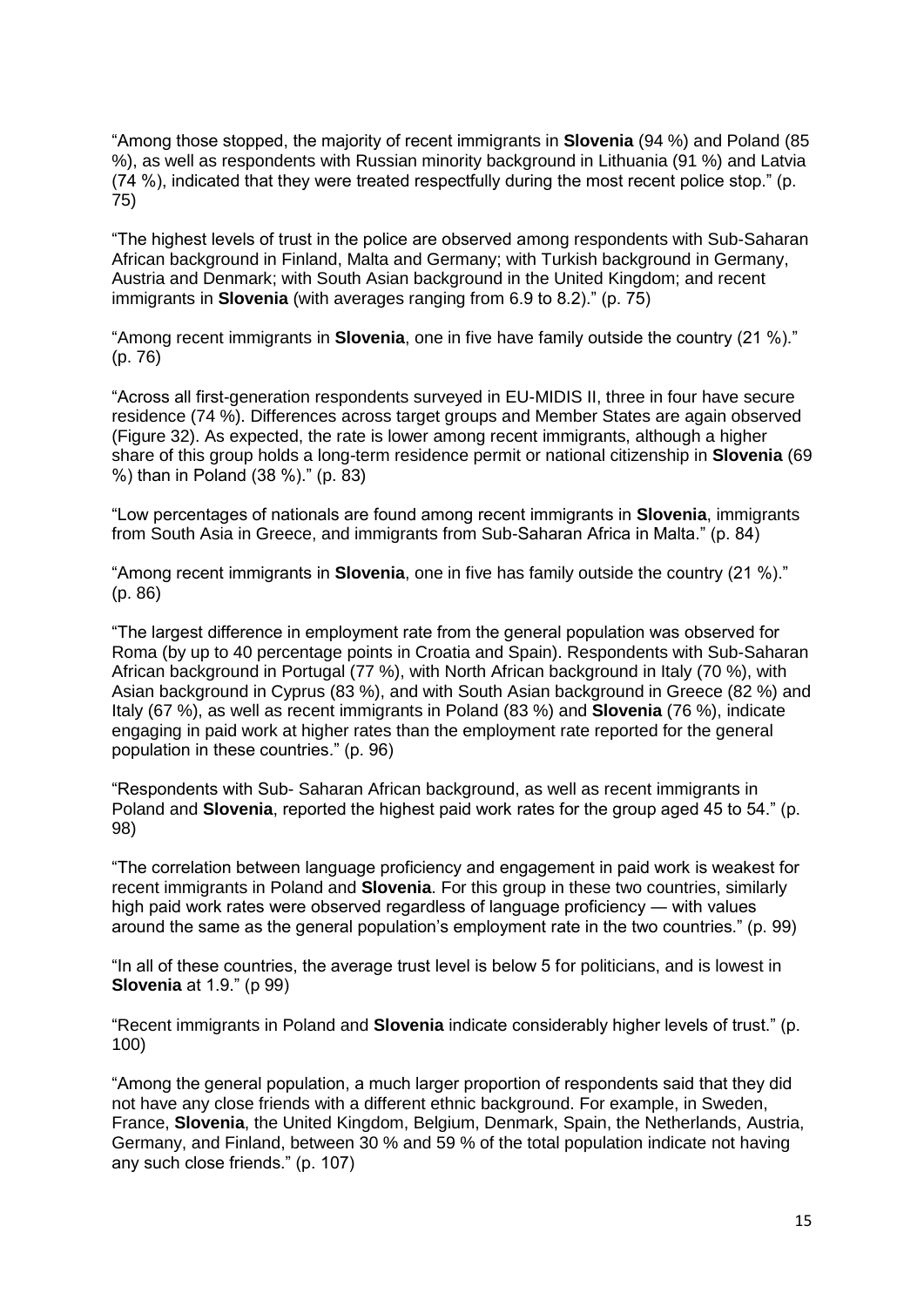"Among those stopped, the majority of recent immigrants in **Slovenia** (94 %) and Poland (85 %), as well as respondents with Russian minority background in Lithuania (91 %) and Latvia (74 %), indicated that they were treated respectfully during the most recent police stop." (p. 75)

"The highest levels of trust in the police are observed among respondents with Sub-Saharan African background in Finland, Malta and Germany; with Turkish background in Germany, Austria and Denmark; with South Asian background in the United Kingdom; and recent immigrants in **Slovenia** (with averages ranging from 6.9 to 8.2)." (p. 75)

"Among recent immigrants in **Slovenia**, one in five have family outside the country (21 %)." (p. 76)

"Across all first-generation respondents surveyed in EU-MIDIS II, three in four have secure residence (74 %). Differences across target groups and Member States are again observed (Figure 32). As expected, the rate is lower among recent immigrants, although a higher share of this group holds a long-term residence permit or national citizenship in **Slovenia** (69 %) than in Poland (38 %)." (p. 83)

"Low percentages of nationals are found among recent immigrants in **Slovenia**, immigrants from South Asia in Greece, and immigrants from Sub-Saharan Africa in Malta." (p. 84)

"Among recent immigrants in **Slovenia**, one in five has family outside the country (21 %)." (p. 86)

"The largest difference in employment rate from the general population was observed for Roma (by up to 40 percentage points in Croatia and Spain). Respondents with Sub-Saharan African background in Portugal (77 %), with North African background in Italy (70 %), with Asian background in Cyprus (83 %), and with South Asian background in Greece (82 %) and Italy (67 %), as well as recent immigrants in Poland (83 %) and **Slovenia** (76 %), indicate engaging in paid work at higher rates than the employment rate reported for the general population in these countries." (p. 96)

"Respondents with Sub- Saharan African background, as well as recent immigrants in Poland and **Slovenia**, reported the highest paid work rates for the group aged 45 to 54." (p. 98)

"The correlation between language proficiency and engagement in paid work is weakest for recent immigrants in Poland and **Slovenia**. For this group in these two countries, similarly high paid work rates were observed regardless of language proficiency — with values around the same as the general population's employment rate in the two countries." (p. 99)

"In all of these countries, the average trust level is below 5 for politicians, and is lowest in **Slovenia** at 1.9." (p 99)

"Recent immigrants in Poland and **Slovenia** indicate considerably higher levels of trust." (p. 100)

"Among the general population, a much larger proportion of respondents said that they did not have any close friends with a different ethnic background. For example, in Sweden, France, **Slovenia**, the United Kingdom, Belgium, Denmark, Spain, the Netherlands, Austria, Germany, and Finland, between 30 % and 59 % of the total population indicate not having any such close friends." (p. 107)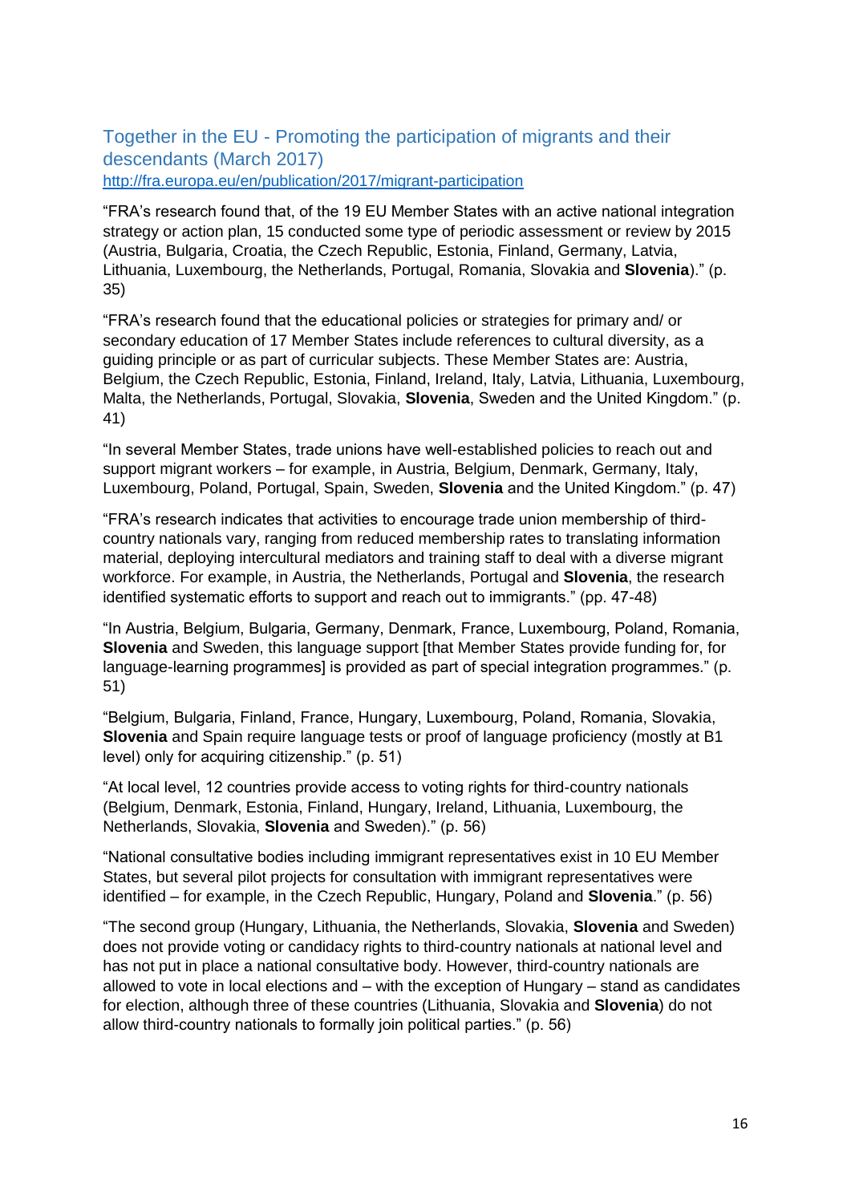## Together in the EU - Promoting the participation of migrants and their descendants (March 2017)

http://fra.europa.eu/en/publication/2017/migrant-participation

"FRA's research found that, of the 19 EU Member States with an active national integration strategy or action plan, 15 conducted some type of periodic assessment or review by 2015 (Austria, Bulgaria, Croatia, the Czech Republic, Estonia, Finland, Germany, Latvia, Lithuania, Luxembourg, the Netherlands, Portugal, Romania, Slovakia and **Slovenia**)." (p. 35)

"FRA's research found that the educational policies or strategies for primary and/ or secondary education of 17 Member States include references to cultural diversity, as a guiding principle or as part of curricular subjects. These Member States are: Austria, Belgium, the Czech Republic, Estonia, Finland, Ireland, Italy, Latvia, Lithuania, Luxembourg, Malta, the Netherlands, Portugal, Slovakia, **Slovenia**, Sweden and the United Kingdom." (p. 41)

"In several Member States, trade unions have well-established policies to reach out and support migrant workers – for example, in Austria, Belgium, Denmark, Germany, Italy, Luxembourg, Poland, Portugal, Spain, Sweden, **Slovenia** and the United Kingdom." (p. 47)

"FRA's research indicates that activities to encourage trade union membership of third-country nationals vary, ranging from reduced membership rates to translating information material, deploying intercultural mediators and training staff to deal with a diverse migrant workforce. For example, in Austria, the Netherlands, Portugal and **Slovenia**, the research identified systematic efforts to support and reach out to immigrants." (pp. 47-48)

"In Austria, Belgium, Bulgaria, Germany, Denmark, France, Luxembourg, Poland, Romania, **Slovenia** and Sweden, this language support [that Member States provide funding for, for language-learning programmes] is provided as part of special integration programmes." (p. 51)

"Belgium, Bulgaria, Finland, France, Hungary, Luxembourg, Poland, Romania, Slovakia, **Slovenia** and Spain require language tests or proof of language proficiency (mostly at B1 level) only for acquiring citizenship." (p. 51)

"At local level, 12 countries provide access to voting rights for third-country nationals (Belgium, Denmark, Estonia, Finland, Hungary, Ireland, Lithuania, Luxembourg, the Netherlands, Slovakia, **Slovenia** and Sweden)." (p. 56)

"National consultative bodies including immigrant representatives exist in 10 EU Member States, but several pilot projects for consultation with immigrant representatives were identified – for example, in the Czech Republic, Hungary, Poland and **Slovenia**." (p. 56)

"The second group (Hungary, Lithuania, the Netherlands, Slovakia, **Slovenia** and Sweden) does not provide voting or candidacy rights to third-country nationals at national level and has not put in place a national consultative body. However, third-country nationals are allowed to vote in local elections and – with the exception of Hungary – stand as candidates for election, although three of these countries (Lithuania, Slovakia and **Slovenia**) do not allow third-country nationals to formally join political parties." (p. 56)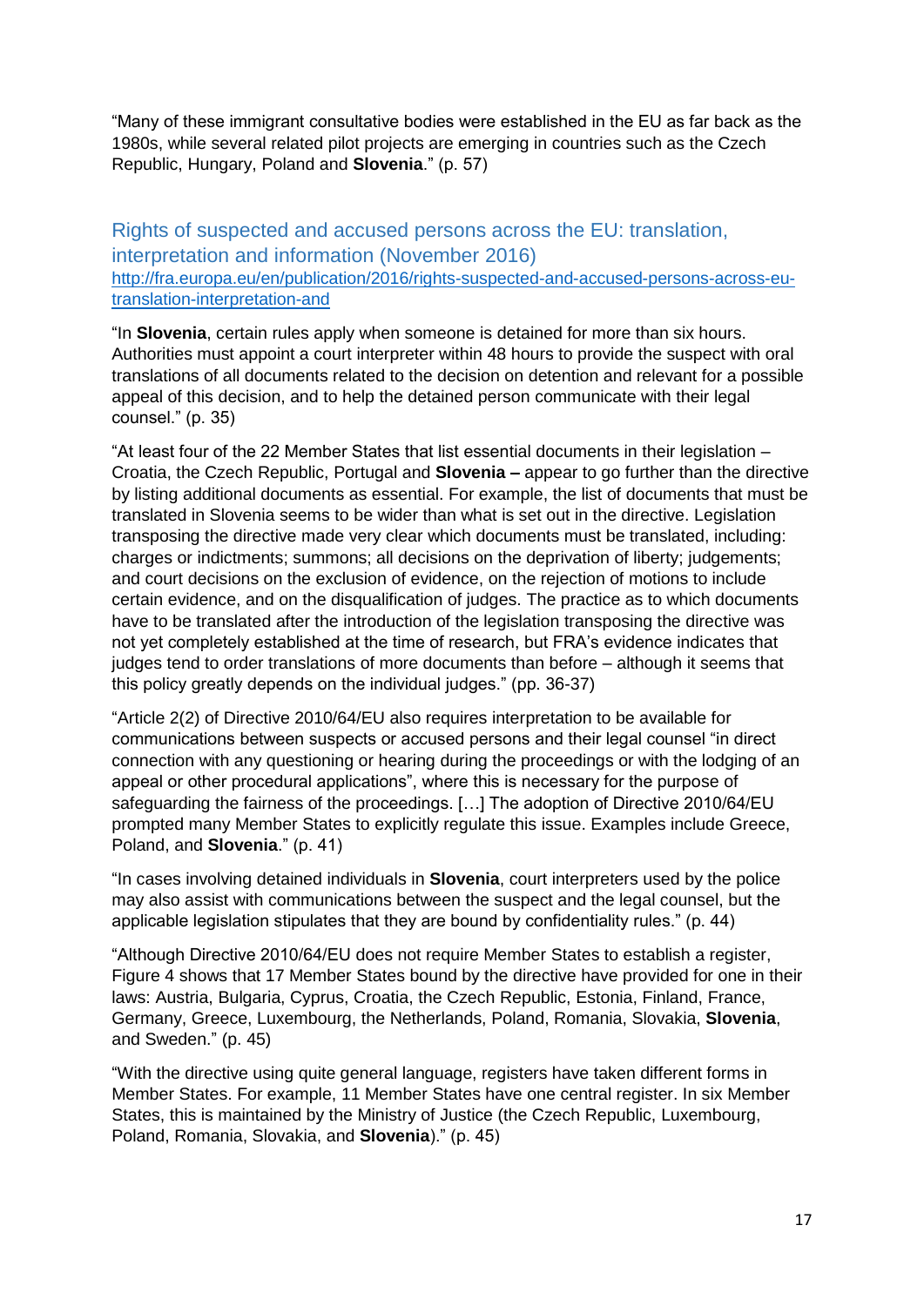"Many of these immigrant consultative bodies were established in the EU as far back as the 1980s, while several related pilot projects are emerging in countries such as the Czech Republic, Hungary, Poland and **Slovenia**." (p. 57)

### Rights of suspected and accused persons across the EU: translation, interpretation and information (November 2016)

http://fra.europa.eu/en/publication/2016/rights-suspected-and-accused-persons-across-eu-translation-interpretation-and

"In **Slovenia**, certain rules apply when someone is detained for more than six hours. Authorities must appoint a court interpreter within 48 hours to provide the suspect with oral translations of all documents related to the decision on detention and relevant for a possible appeal of this decision, and to help the detained person communicate with their legal counsel." (p. 35)

"At least four of the 22 Member States that list essential documents in their legislation – Croatia, the Czech Republic, Portugal and **Slovenia –** appear to go further than the directive by listing additional documents as essential. For example, the list of documents that must be translated in Slovenia seems to be wider than what is set out in the directive. Legislation transposing the directive made very clear which documents must be translated, including: charges or indictments; summons; all decisions on the deprivation of liberty; judgements; and court decisions on the exclusion of evidence, on the rejection of motions to include certain evidence, and on the disqualification of judges. The practice as to which documents have to be translated after the introduction of the legislation transposing the directive was not yet completely established at the time of research, but FRA's evidence indicates that judges tend to order translations of more documents than before – although it seems that this policy greatly depends on the individual judges." (pp. 36-37)

"Article 2(2) of Directive 2010/64/EU also requires interpretation to be available for communications between suspects or accused persons and their legal counsel "in direct connection with any questioning or hearing during the proceedings or with the lodging of an appeal or other procedural applications", where this is necessary for the purpose of safeguarding the fairness of the proceedings. […] The adoption of Directive 2010/64/EU prompted many Member States to explicitly regulate this issue. Examples include Greece, Poland, and **Slovenia**." (p. 41)

"In cases involving detained individuals in **Slovenia**, court interpreters used by the police may also assist with communications between the suspect and the legal counsel, but the applicable legislation stipulates that they are bound by confidentiality rules." (p. 44)

"Although Directive 2010/64/EU does not require Member States to establish a register, Figure 4 shows that 17 Member States bound by the directive have provided for one in their laws: Austria, Bulgaria, Cyprus, Croatia, the Czech Republic, Estonia, Finland, France, Germany, Greece, Luxembourg, the Netherlands, Poland, Romania, Slovakia, **Slovenia**, and Sweden." (p. 45)

"With the directive using quite general language, registers have taken different forms in Member States. For example, 11 Member States have one central register. In six Member States, this is maintained by the Ministry of Justice (the Czech Republic, Luxembourg, Poland, Romania, Slovakia, and **Slovenia**)." (p. 45)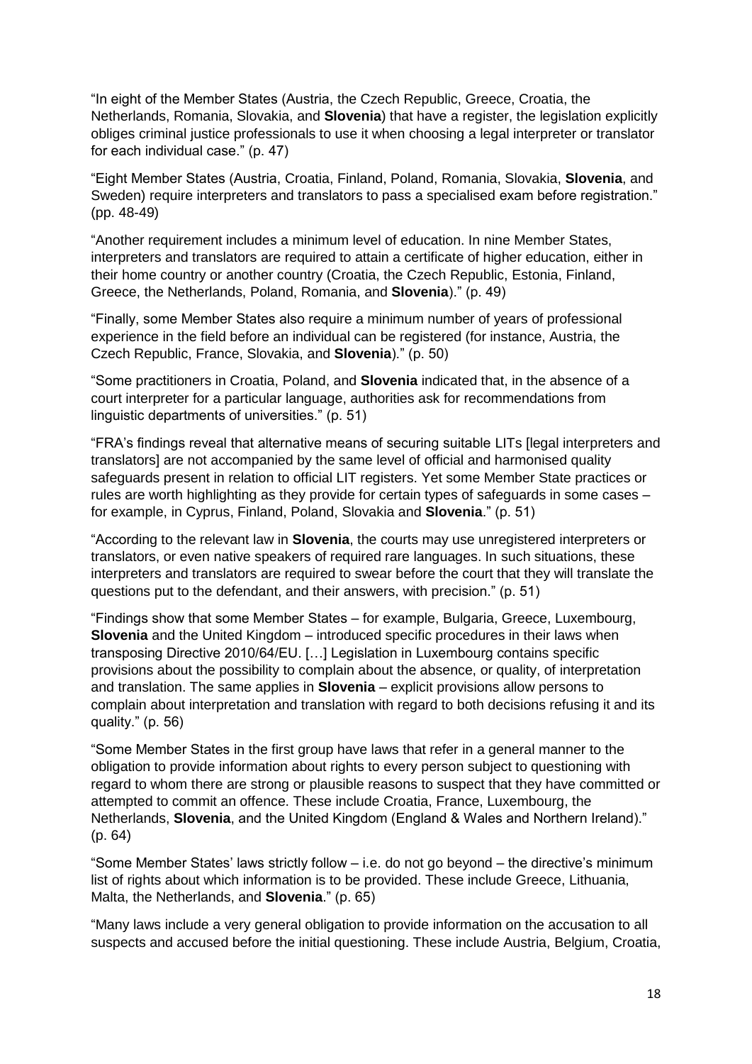"In eight of the Member States (Austria, the Czech Republic, Greece, Croatia, the Netherlands, Romania, Slovakia, and **Slovenia**) that have a register, the legislation explicitly obliges criminal justice professionals to use it when choosing a legal interpreter or translator for each individual case." (p. 47)

"Eight Member States (Austria, Croatia, Finland, Poland, Romania, Slovakia, **Slovenia**, and Sweden) require interpreters and translators to pass a specialised exam before registration." (pp. 48-49)

"Another requirement includes a minimum level of education. In nine Member States, interpreters and translators are required to attain a certificate of higher education, either in their home country or another country (Croatia, the Czech Republic, Estonia, Finland, Greece, the Netherlands, Poland, Romania, and **Slovenia**)." (p. 49)

"Finally, some Member States also require a minimum number of years of professional experience in the field before an individual can be registered (for instance, Austria, the Czech Republic, France, Slovakia, and **Slovenia**)." (p. 50)

"Some practitioners in Croatia, Poland, and **Slovenia** indicated that, in the absence of a court interpreter for a particular language, authorities ask for recommendations from linguistic departments of universities." (p. 51)

"FRA's findings reveal that alternative means of securing suitable LITs [legal interpreters and translators] are not accompanied by the same level of official and harmonised quality safeguards present in relation to official LIT registers. Yet some Member State practices or rules are worth highlighting as they provide for certain types of safeguards in some cases – for example, in Cyprus, Finland, Poland, Slovakia and **Slovenia**." (p. 51)

"According to the relevant law in **Slovenia**, the courts may use unregistered interpreters or translators, or even native speakers of required rare languages. In such situations, these interpreters and translators are required to swear before the court that they will translate the questions put to the defendant, and their answers, with precision." (p. 51)

"Findings show that some Member States – for example, Bulgaria, Greece, Luxembourg, **Slovenia** and the United Kingdom – introduced specific procedures in their laws when transposing Directive 2010/64/EU. […] Legislation in Luxembourg contains specific provisions about the possibility to complain about the absence, or quality, of interpretation and translation. The same applies in **Slovenia** – explicit provisions allow persons to complain about interpretation and translation with regard to both decisions refusing it and its quality." (p. 56)

"Some Member States in the first group have laws that refer in a general manner to the obligation to provide information about rights to every person subject to questioning with regard to whom there are strong or plausible reasons to suspect that they have committed or attempted to commit an offence. These include Croatia, France, Luxembourg, the Netherlands, **Slovenia**, and the United Kingdom (England & Wales and Northern Ireland)." (p. 64)

"Some Member States' laws strictly follow – i.e. do not go beyond – the directive's minimum list of rights about which information is to be provided. These include Greece, Lithuania, Malta, the Netherlands, and **Slovenia**." (p. 65)

"Many laws include a very general obligation to provide information on the accusation to all suspects and accused before the initial questioning. These include Austria, Belgium, Croatia,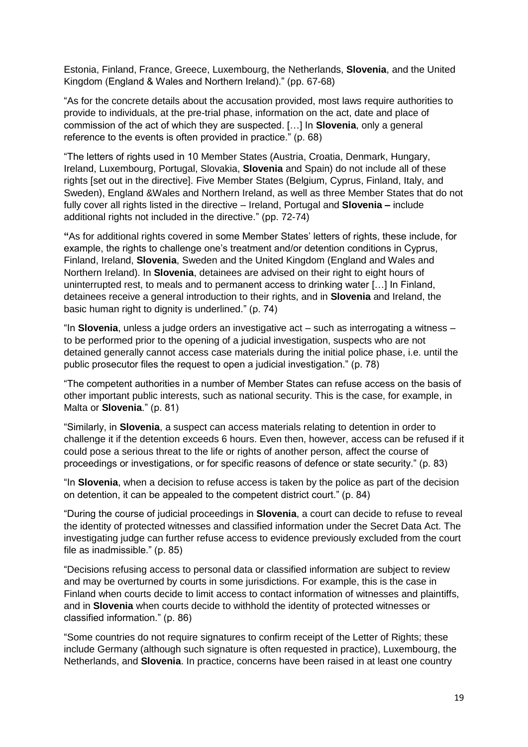Estonia, Finland, France, Greece, Luxembourg, the Netherlands, **Slovenia**, and the United Kingdom (England & Wales and Northern Ireland)." (pp. 67-68)

"As for the concrete details about the accusation provided, most laws require authorities to provide to individuals, at the pre-trial phase, information on the act, date and place of commission of the act of which they are suspected. […] In **Slovenia**, only a general reference to the events is often provided in practice." (p. 68)

"The letters of rights used in 10 Member States (Austria, Croatia, Denmark, Hungary, Ireland, Luxembourg, Portugal, Slovakia, **Slovenia** and Spain) do not include all of these rights [set out in the directive]. Five Member States (Belgium, Cyprus, Finland, Italy, and Sweden), England &Wales and Northern Ireland, as well as three Member States that do not fully cover all rights listed in the directive – Ireland, Portugal and **Slovenia –** include additional rights not included in the directive." (pp. 72-74)

**"**As for additional rights covered in some Member States' letters of rights, these include, for example, the rights to challenge one's treatment and/or detention conditions in Cyprus, Finland, Ireland, **Slovenia**, Sweden and the United Kingdom (England and Wales and Northern Ireland). In **Slovenia**, detainees are advised on their right to eight hours of uninterrupted rest, to meals and to permanent access to drinking water […] In Finland, detainees receive a general introduction to their rights, and in **Slovenia** and Ireland, the basic human right to dignity is underlined." (p. 74)

"In **Slovenia**, unless a judge orders an investigative act – such as interrogating a witness – to be performed prior to the opening of a judicial investigation, suspects who are not detained generally cannot access case materials during the initial police phase, i.e. until the public prosecutor files the request to open a judicial investigation." (p. 78)

"The competent authorities in a number of Member States can refuse access on the basis of other important public interests, such as national security. This is the case, for example, in Malta or **Slovenia**." (p. 81)

"Similarly, in **Slovenia**, a suspect can access materials relating to detention in order to challenge it if the detention exceeds 6 hours. Even then, however, access can be refused if it could pose a serious threat to the life or rights of another person, affect the course of proceedings or investigations, or for specific reasons of defence or state security." (p. 83)

"In **Slovenia**, when a decision to refuse access is taken by the police as part of the decision on detention, it can be appealed to the competent district court." (p. 84)

"During the course of judicial proceedings in **Slovenia**, a court can decide to refuse to reveal the identity of protected witnesses and classified information under the Secret Data Act. The investigating judge can further refuse access to evidence previously excluded from the court file as inadmissible." (p. 85)

"Decisions refusing access to personal data or classified information are subject to review and may be overturned by courts in some jurisdictions. For example, this is the case in Finland when courts decide to limit access to contact information of witnesses and plaintiffs, and in **Slovenia** when courts decide to withhold the identity of protected witnesses or classified information." (p. 86)

"Some countries do not require signatures to confirm receipt of the Letter of Rights; these include Germany (although such signature is often requested in practice), Luxembourg, the Netherlands, and **Slovenia**. In practice, concerns have been raised in at least one country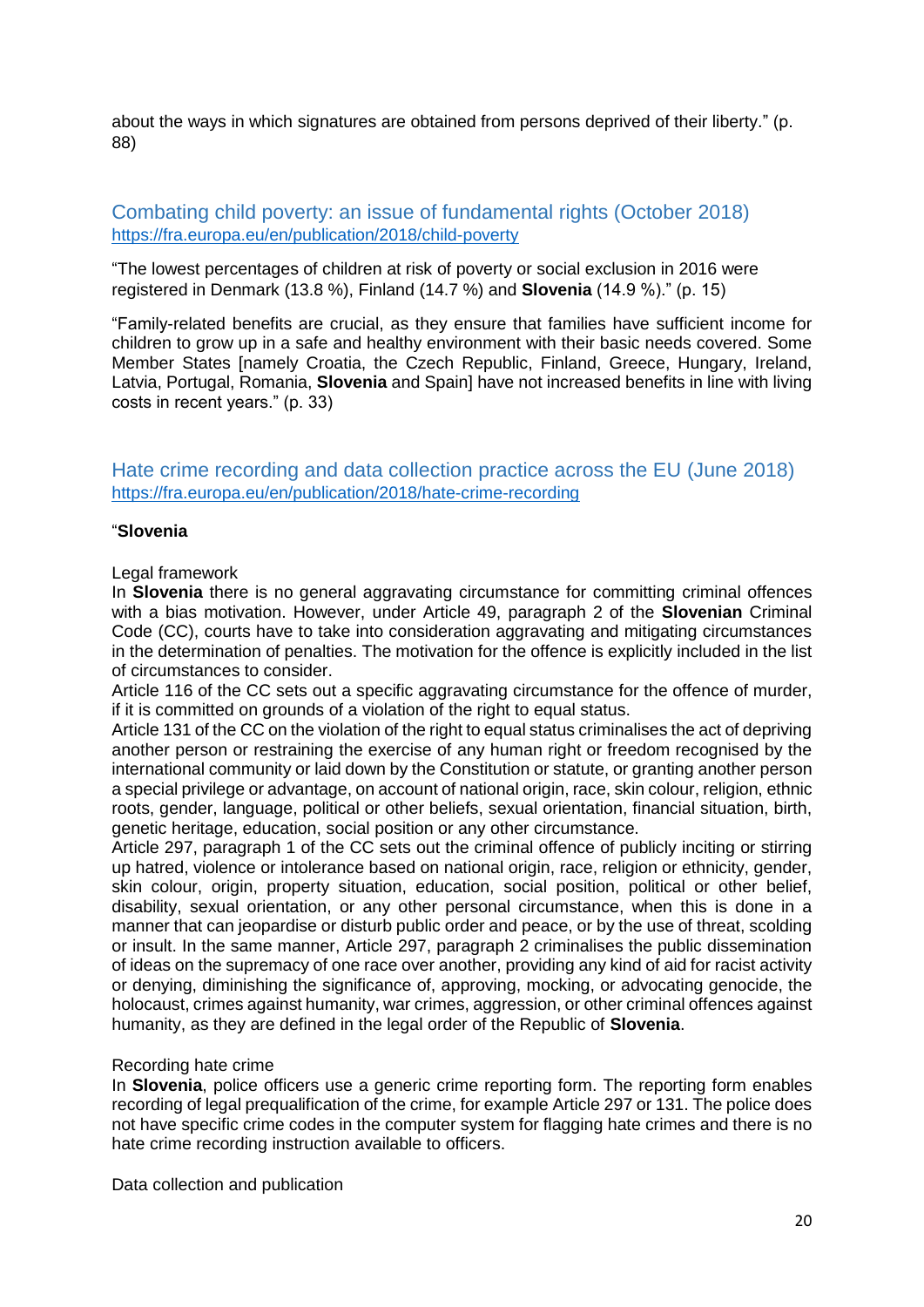about the ways in which signatures are obtained from persons deprived of their liberty." (p. 88)

## Combating child poverty: an issue of fundamental rights (October 2018)

https://fra.europa.eu/en/publication/2018/child-poverty

"The lowest percentages of children at risk of poverty or social exclusion in 2016 were registered in Denmark (13.8 %), Finland (14.7 %) and **Slovenia** (14.9 %)." (p. 15)

"Family-related benefits are crucial, as they ensure that families have sufficient income for children to grow up in a safe and healthy environment with their basic needs covered. Some Member States [namely Croatia, the Czech Republic, Finland, Greece, Hungary, Ireland, Latvia, Portugal, Romania, **Slovenia** and Spain] have not increased benefits in line with living costs in recent years." (p. 33)

## Hate crime recording and data collection practice across the EU (June 2018)

https://fra.europa.eu/en/publication/2018/hate-crime-recording

"**Slovenia**

Legal framework

In **Slovenia** there is no general aggravating circumstance for committing criminal offences with a bias motivation. However, under Article 49, paragraph 2 of the **Slovenian** Criminal Code (CC), courts have to take into consideration aggravating and mitigating circumstances in the determination of penalties. The motivation for the offence is explicitly included in the list of circumstances to consider.

Article 116 of the CC sets out a specific aggravating circumstance for the offence of murder, if it is committed on grounds of a violation of the right to equal status.

Article 131 of the CC on the violation of the right to equal status criminalises the act of depriving another person or restraining the exercise of any human right or freedom recognised by the international community or laid down by the Constitution or statute, or granting another person a special privilege or advantage, on account of national origin, race, skin colour, religion, ethnic roots, gender, language, political or other beliefs, sexual orientation, financial situation, birth, genetic heritage, education, social position or any other circumstance.

Article 297, paragraph 1 of the CC sets out the criminal offence of publicly inciting or stirring up hatred, violence or intolerance based on national origin, race, religion or ethnicity, gender, skin colour, origin, property situation, education, social position, political or other belief, disability, sexual orientation, or any other personal circumstance, when this is done in a manner that can jeopardise or disturb public order and peace, or by the use of threat, scolding or insult. In the same manner, Article 297, paragraph 2 criminalises the public dissemination of ideas on the supremacy of one race over another, providing any kind of aid for racist activity or denying, diminishing the significance of, approving, mocking, or advocating genocide, the holocaust, crimes against humanity, war crimes, aggression, or other criminal offences against humanity, as they are defined in the legal order of the Republic of **Slovenia**.

Recording hate crime

In **Slovenia**, police officers use a generic crime reporting form. The reporting form enables recording of legal prequalification of the crime, for example Article 297 or 131. The police does not have specific crime codes in the computer system for flagging hate crimes and there is no hate crime recording instruction available to officers.

Data collection and publication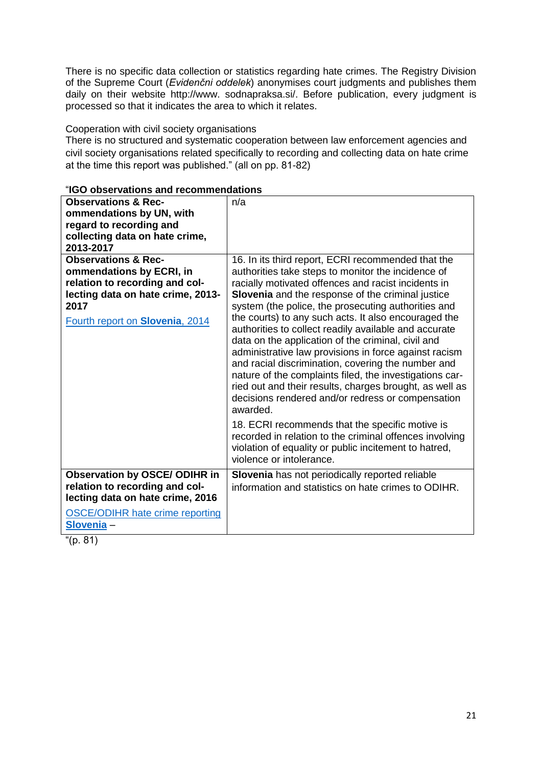There is no specific data collection or statistics regarding hate crimes. The Registry Division of the Supreme Court (*Evidenčni oddelek*) anonymises court judgments and publishes them daily on their website http://www. sodnapraksa.si/. Before publication, every judgment is processed so that it indicates the area to which it relates.

Cooperation with civil society organisations
There is no structured and systematic cooperation between law enforcement agencies and civil society organisations related specifically to recording and collecting data on hate crime at the time this report was published." (all on pp. 81-82)

"**IGO observations and recommendations**

| | |
|---|---|
| **Observations & Recommendations by UN, with regard to recording and collecting data on hate crime, 2013-2017** | n/a |
| **Observations & Recommendations by ECRI, in relation to recording and collecting data on hate crime, 2013-2017**<br><br>Fourth report on **Slovenia**, 2014 | 16. In its third report, ECRI recommended that the authorities take steps to monitor the incidence of racially motivated offences and racist incidents in **Slovenia** and the response of the criminal justice system (the police, the prosecuting authorities and the courts) to any such acts. It also encouraged the authorities to collect readily available and accurate data on the application of the criminal, civil and administrative law provisions in force against racism and racial discrimination, covering the number and nature of the complaints filed, the investigations carried out and their results, charges brought, as well as decisions rendered and/or redress or compensation awarded.<br><br>18. ECRI recommends that the specific motive is recorded in relation to the criminal offences involving violation of equality or public incitement to hatred, violence or intolerance. |
| **Observation by OSCE/ ODIHR in relation to recording and collecting data on hate crime, 2016**<br><br>OSCE/ODIHR hate crime reporting **Slovenia** – | **Slovenia** has not periodically reported reliable information and statistics on hate crimes to ODIHR. |

"(p. 81)